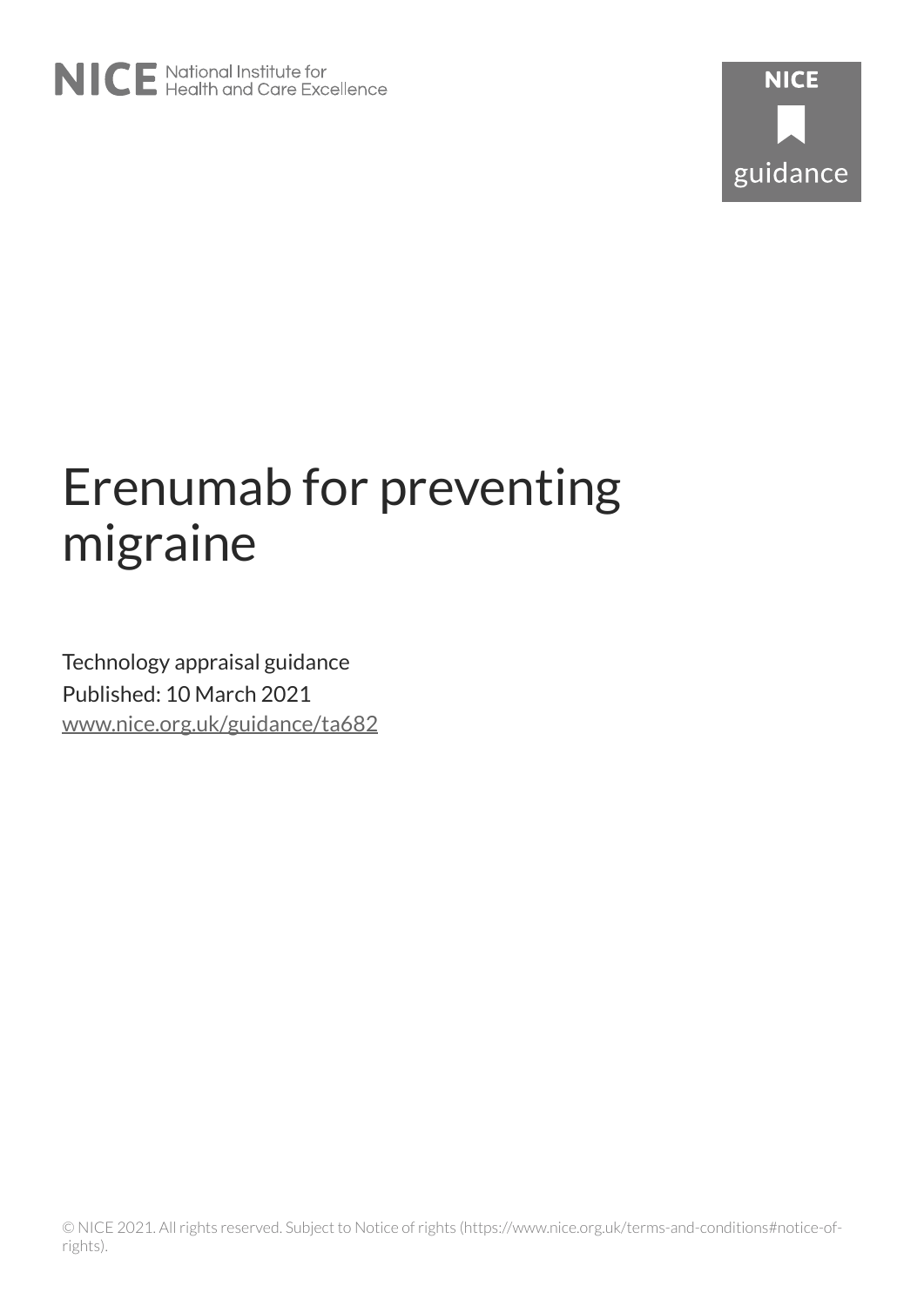NICE National Institute for Health and Care Excellence

NICE guidance

# Erenumab for preventing migraine

Technology appraisal guidance

Published: 10 March 2021

www.nice.org.uk/guidance/ta682

© NICE 2021. All rights reserved. Subject to Notice of rights (https://www.nice.org.uk/terms-and-conditions#notice-of-rights).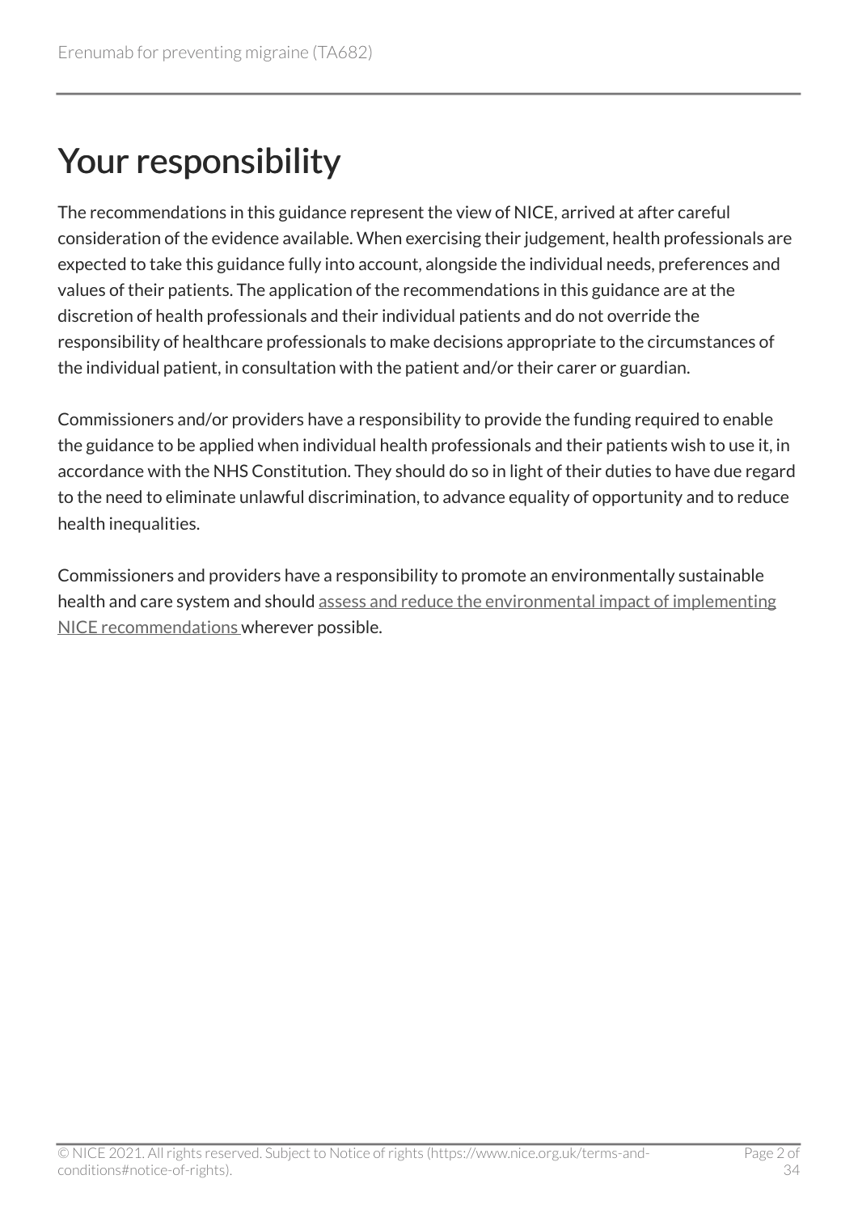# Your responsibility

The recommendations in this guidance represent the view of NICE, arrived at after careful consideration of the evidence available. When exercising their judgement, health professionals are expected to take this guidance fully into account, alongside the individual needs, preferences and values of their patients. The application of the recommendations in this guidance are at the discretion of health professionals and their individual patients and do not override the responsibility of healthcare professionals to make decisions appropriate to the circumstances of the individual patient, in consultation with the patient and/or their carer or guardian.

Commissioners and/or providers have a responsibility to provide the funding required to enable the guidance to be applied when individual health professionals and their patients wish to use it, in accordance with the NHS Constitution. They should do so in light of their duties to have due regard to the need to eliminate unlawful discrimination, to advance equality of opportunity and to reduce health inequalities.

Commissioners and providers have a responsibility to promote an environmentally sustainable health and care system and should assess and reduce the environmental impact of implementing NICE recommendations wherever possible.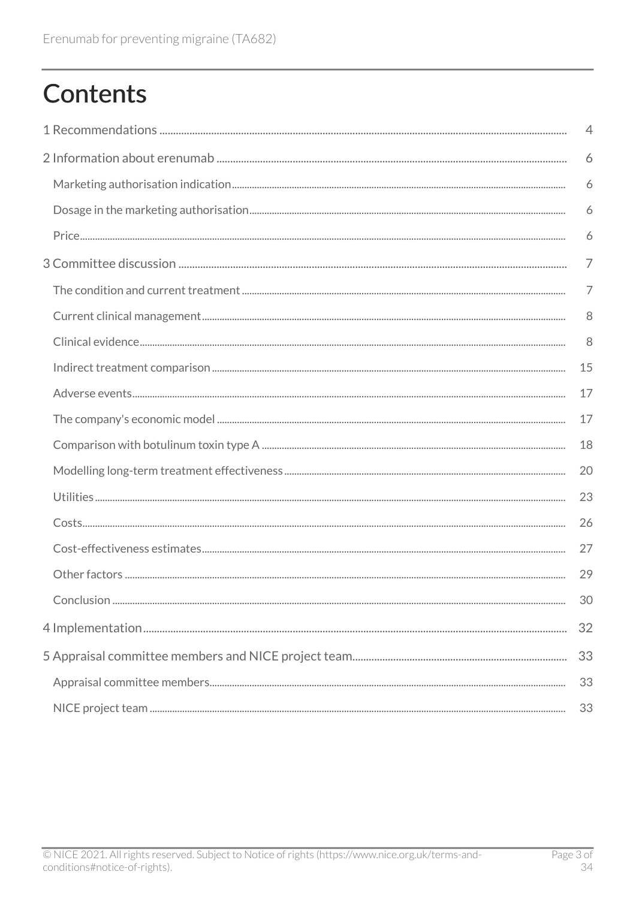# Contents

1 Recommendations .................................................................................................................................... 4

2 Information about erenumab ............................................................................................................... 6

Marketing authorisation indication ........................................................................................................ 6

Dosage in the marketing authorisation ................................................................................................. 6

Price ............................................................................................................................................................ 6

3 Committee discussion ............................................................................................................................ 7

The condition and current treatment ..................................................................................................... 7

Current clinical management ................................................................................................................... 8

Clinical evidence ........................................................................................................................................ 8

Indirect treatment comparison ............................................................................................................... 15

Adverse events ........................................................................................................................................... 17

The company's economic model ............................................................................................................. 17

Comparison with botulinum toxin type A ............................................................................................. 18

Modelling long-term treatment effectiveness ...................................................................................... 20

Utilities ........................................................................................................................................................ 23

Costs ............................................................................................................................................................ 26

Cost-effectiveness estimates .................................................................................................................. 27

Other factors .............................................................................................................................................. 29

Conclusion ................................................................................................................................................... 30

4 Implementation ........................................................................................................................................ 32

5 Appraisal committee members and NICE project team ..................................................................... 33

Appraisal committee members ................................................................................................................ 33

NICE project team ...................................................................................................................................... 33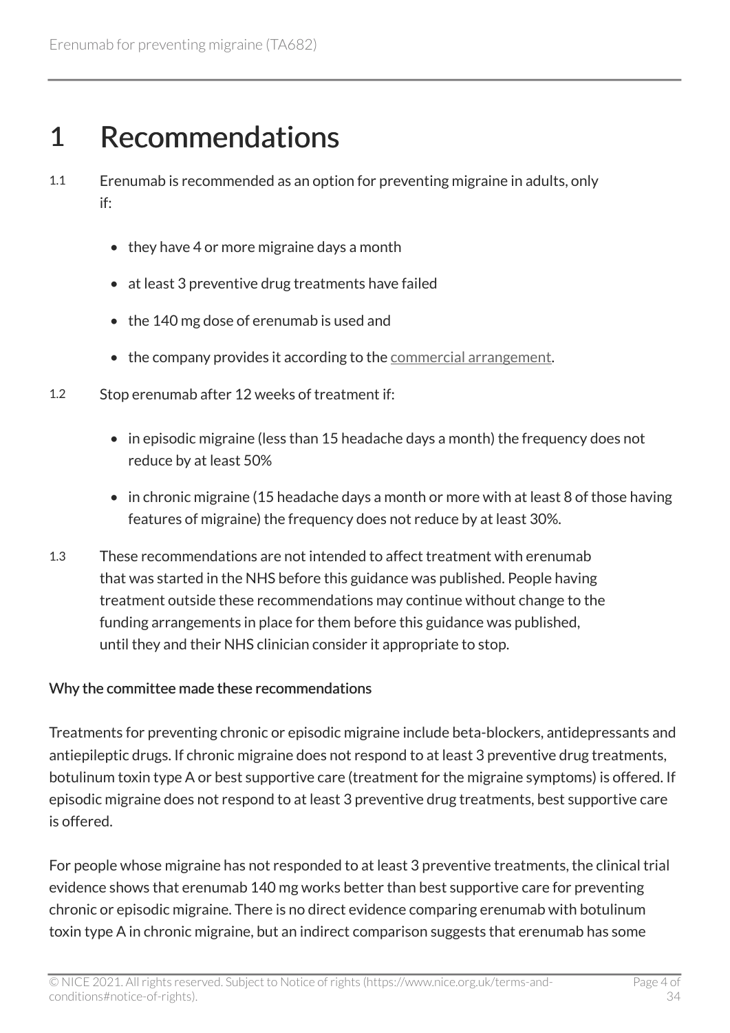# 1 Recommendations

1.1 Erenumab is recommended as an option for preventing migraine in adults, only if:

- they have 4 or more migraine days a month
- at least 3 preventive drug treatments have failed
- the 140 mg dose of erenumab is used and
- the company provides it according to the commercial arrangement.

1.2 Stop erenumab after 12 weeks of treatment if:

- in episodic migraine (less than 15 headache days a month) the frequency does not reduce by at least 50%
- in chronic migraine (15 headache days a month or more with at least 8 of those having features of migraine) the frequency does not reduce by at least 30%.

1.3 These recommendations are not intended to affect treatment with erenumab that was started in the NHS before this guidance was published. People having treatment outside these recommendations may continue without change to the funding arrangements in place for them before this guidance was published, until they and their NHS clinician consider it appropriate to stop.

#### Why the committee made these recommendations

Treatments for preventing chronic or episodic migraine include beta-blockers, antidepressants and antiepileptic drugs. If chronic migraine does not respond to at least 3 preventive drug treatments, botulinum toxin type A or best supportive care (treatment for the migraine symptoms) is offered. If episodic migraine does not respond to at least 3 preventive drug treatments, best supportive care is offered.

For people whose migraine has not responded to at least 3 preventive treatments, the clinical trial evidence shows that erenumab 140 mg works better than best supportive care for preventing chronic or episodic migraine. There is no direct evidence comparing erenumab with botulinum toxin type A in chronic migraine, but an indirect comparison suggests that erenumab has some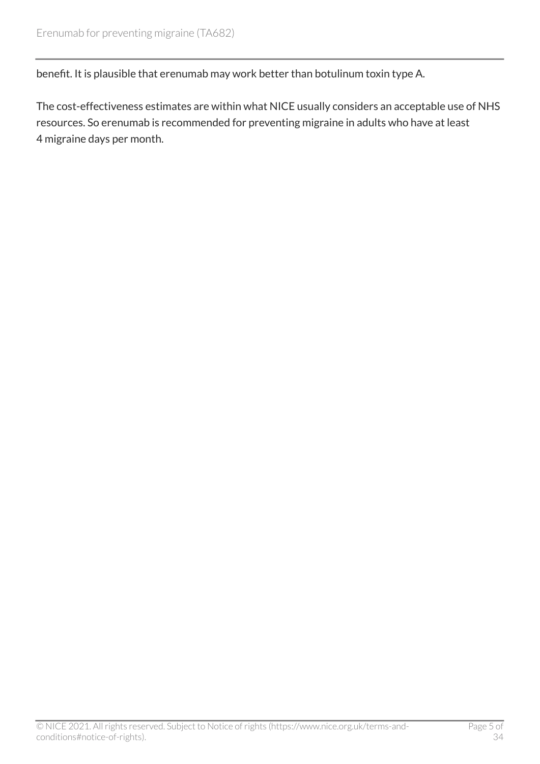benefit. It is plausible that erenumab may work better than botulinum toxin type A.

The cost-effectiveness estimates are within what NICE usually considers an acceptable use of NHS resources. So erenumab is recommended for preventing migraine in adults who have at least 4 migraine days per month.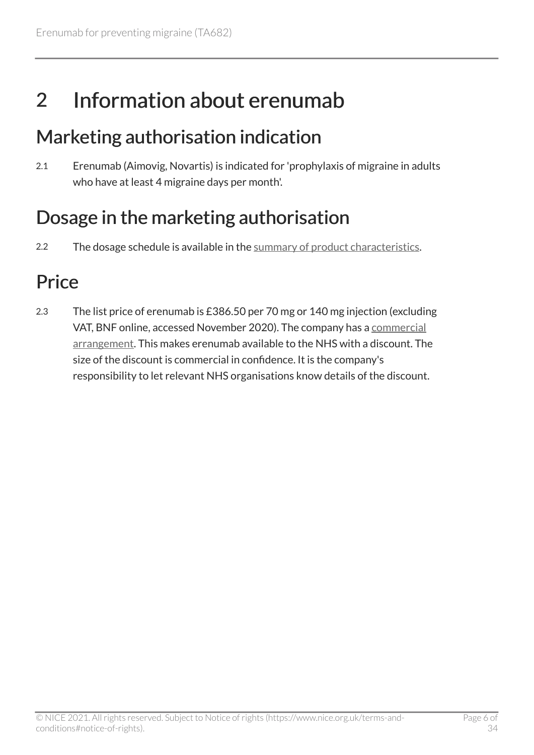# 2 Information about erenumab

## Marketing authorisation indication

2.1 Erenumab (Aimovig, Novartis) is indicated for 'prophylaxis of migraine in adults who have at least 4 migraine days per month'.

## Dosage in the marketing authorisation

2.2 The dosage schedule is available in the summary of product characteristics.

## Price

2.3 The list price of erenumab is £386.50 per 70 mg or 140 mg injection (excluding VAT, BNF online, accessed November 2020). The company has a commercial arrangement. This makes erenumab available to the NHS with a discount. The size of the discount is commercial in confidence. It is the company's responsibility to let relevant NHS organisations know details of the discount.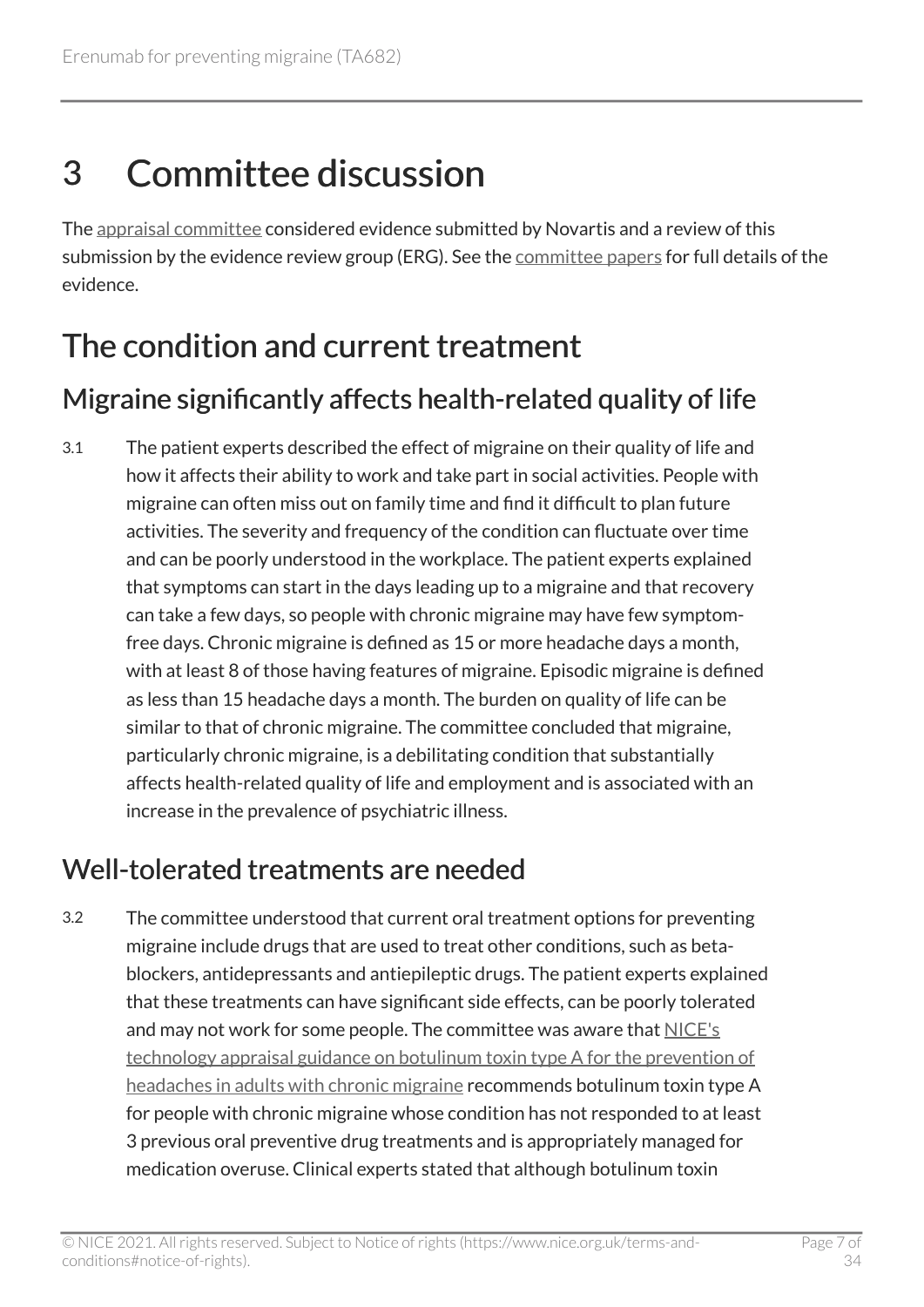# 3 Committee discussion

The appraisal committee considered evidence submitted by Novartis and a review of this submission by the evidence review group (ERG). See the committee papers for full details of the evidence.

## The condition and current treatment

### Migraine significantly affects health-related quality of life

3.1 The patient experts described the effect of migraine on their quality of life and how it affects their ability to work and take part in social activities. People with migraine can often miss out on family time and find it difficult to plan future activities. The severity and frequency of the condition can fluctuate over time and can be poorly understood in the workplace. The patient experts explained that symptoms can start in the days leading up to a migraine and that recovery can take a few days, so people with chronic migraine may have few symptom-free days. Chronic migraine is defined as 15 or more headache days a month, with at least 8 of those having features of migraine. Episodic migraine is defined as less than 15 headache days a month. The burden on quality of life can be similar to that of chronic migraine. The committee concluded that migraine, particularly chronic migraine, is a debilitating condition that substantially affects health-related quality of life and employment and is associated with an increase in the prevalence of psychiatric illness.

### Well-tolerated treatments are needed

3.2 The committee understood that current oral treatment options for preventing migraine include drugs that are used to treat other conditions, such as beta-blockers, antidepressants and antiepileptic drugs. The patient experts explained that these treatments can have significant side effects, can be poorly tolerated and may not work for some people. The committee was aware that NICE's technology appraisal guidance on botulinum toxin type A for the prevention of headaches in adults with chronic migraine recommends botulinum toxin type A for people with chronic migraine whose condition has not responded to at least 3 previous oral preventive drug treatments and is appropriately managed for medication overuse. Clinical experts stated that although botulinum toxin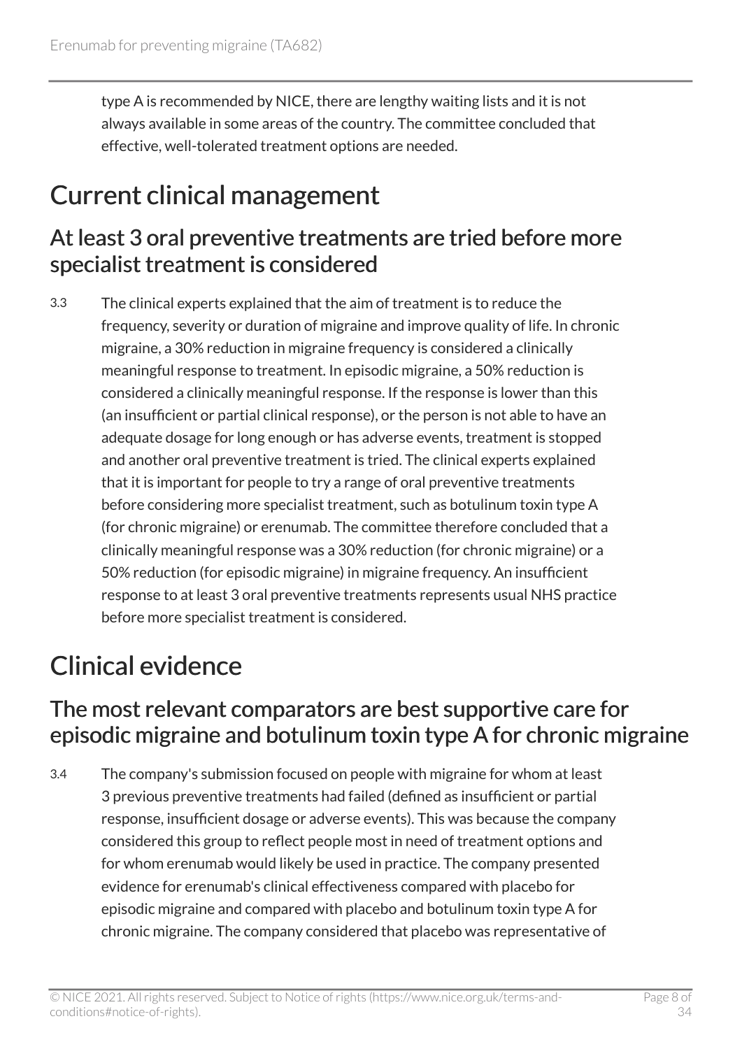type A is recommended by NICE, there are lengthy waiting lists and it is not always available in some areas of the country. The committee concluded that effective, well-tolerated treatment options are needed.

## Current clinical management

### At least 3 oral preventive treatments are tried before more specialist treatment is considered

3.3 The clinical experts explained that the aim of treatment is to reduce the frequency, severity or duration of migraine and improve quality of life. In chronic migraine, a 30% reduction in migraine frequency is considered a clinically meaningful response to treatment. In episodic migraine, a 50% reduction is considered a clinically meaningful response. If the response is lower than this (an insufficient or partial clinical response), or the person is not able to have an adequate dosage for long enough or has adverse events, treatment is stopped and another oral preventive treatment is tried. The clinical experts explained that it is important for people to try a range of oral preventive treatments before considering more specialist treatment, such as botulinum toxin type A (for chronic migraine) or erenumab. The committee therefore concluded that a clinically meaningful response was a 30% reduction (for chronic migraine) or a 50% reduction (for episodic migraine) in migraine frequency. An insufficient response to at least 3 oral preventive treatments represents usual NHS practice before more specialist treatment is considered.

## Clinical evidence

### The most relevant comparators are best supportive care for episodic migraine and botulinum toxin type A for chronic migraine

3.4 The company's submission focused on people with migraine for whom at least 3 previous preventive treatments had failed (defined as insufficient or partial response, insufficient dosage or adverse events). This was because the company considered this group to reflect people most in need of treatment options and for whom erenumab would likely be used in practice. The company presented evidence for erenumab's clinical effectiveness compared with placebo for episodic migraine and compared with placebo and botulinum toxin type A for chronic migraine. The company considered that placebo was representative of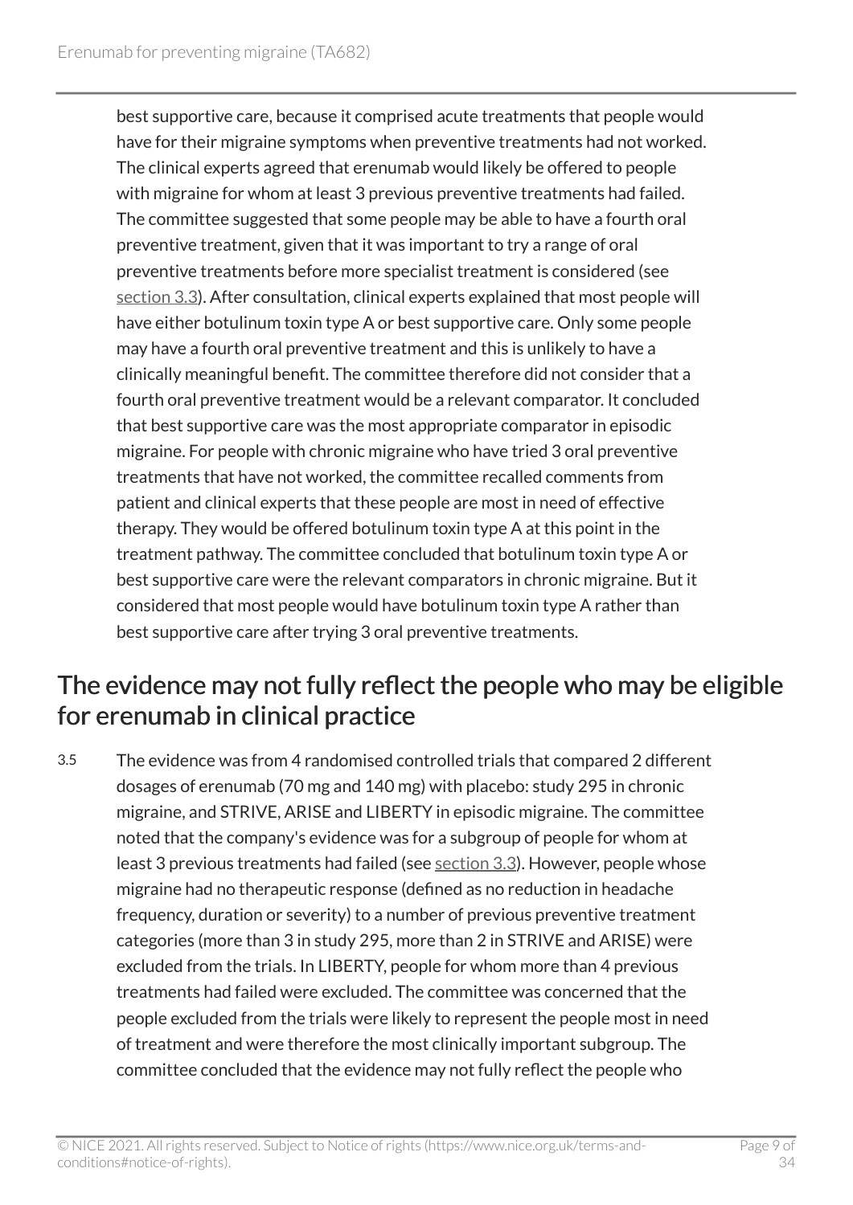best supportive care, because it comprised acute treatments that people would have for their migraine symptoms when preventive treatments had not worked. The clinical experts agreed that erenumab would likely be offered to people with migraine for whom at least 3 previous preventive treatments had failed. The committee suggested that some people may be able to have a fourth oral preventive treatment, given that it was important to try a range of oral preventive treatments before more specialist treatment is considered (see section 3.3). After consultation, clinical experts explained that most people will have either botulinum toxin type A or best supportive care. Only some people may have a fourth oral preventive treatment and this is unlikely to have a clinically meaningful benefit. The committee therefore did not consider that a fourth oral preventive treatment would be a relevant comparator. It concluded that best supportive care was the most appropriate comparator in episodic migraine. For people with chronic migraine who have tried 3 oral preventive treatments that have not worked, the committee recalled comments from patient and clinical experts that these people are most in need of effective therapy. They would be offered botulinum toxin type A at this point in the treatment pathway. The committee concluded that botulinum toxin type A or best supportive care were the relevant comparators in chronic migraine. But it considered that most people would have botulinum toxin type A rather than best supportive care after trying 3 oral preventive treatments.

## The evidence may not fully reflect the people who may be eligible for erenumab in clinical practice

3.5 The evidence was from 4 randomised controlled trials that compared 2 different dosages of erenumab (70 mg and 140 mg) with placebo: study 295 in chronic migraine, and STRIVE, ARISE and LIBERTY in episodic migraine. The committee noted that the company's evidence was for a subgroup of people for whom at least 3 previous treatments had failed (see section 3.3). However, people whose migraine had no therapeutic response (defined as no reduction in headache frequency, duration or severity) to a number of previous preventive treatment categories (more than 3 in study 295, more than 2 in STRIVE and ARISE) were excluded from the trials. In LIBERTY, people for whom more than 4 previous treatments had failed were excluded. The committee was concerned that the people excluded from the trials were likely to represent the people most in need of treatment and were therefore the most clinically important subgroup. The committee concluded that the evidence may not fully reflect the people who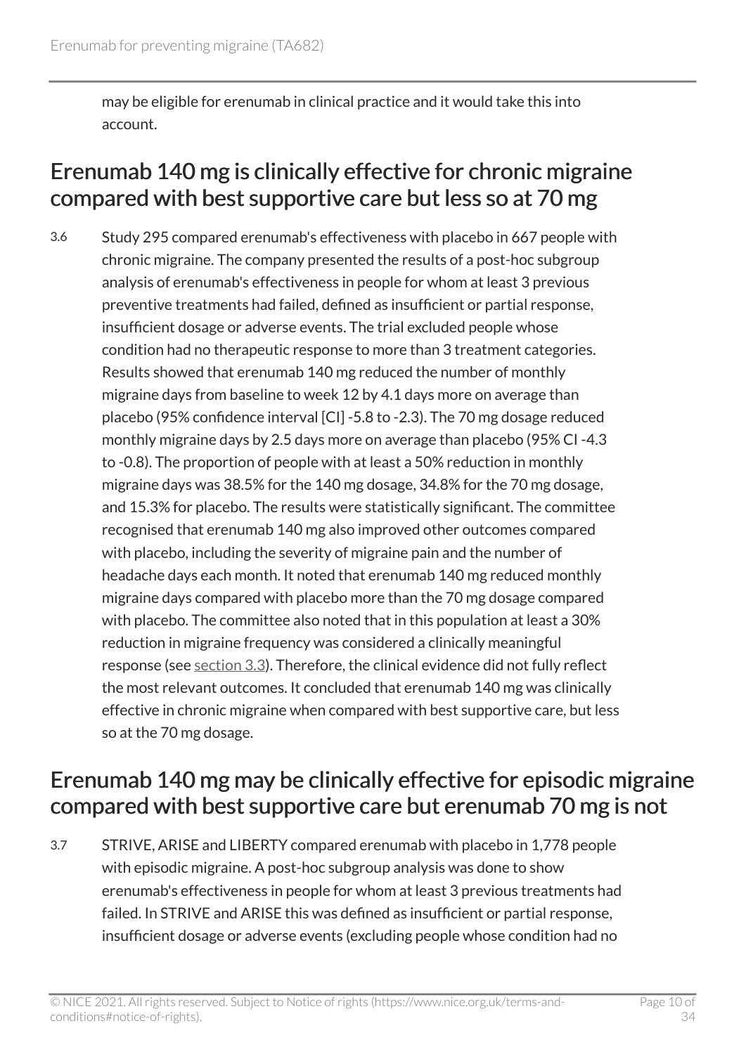may be eligible for erenumab in clinical practice and it would take this into account.

## Erenumab 140 mg is clinically effective for chronic migraine compared with best supportive care but less so at 70 mg

3.6 Study 295 compared erenumab's effectiveness with placebo in 667 people with chronic migraine. The company presented the results of a post-hoc subgroup analysis of erenumab's effectiveness in people for whom at least 3 previous preventive treatments had failed, defined as insufficient or partial response, insufficient dosage or adverse events. The trial excluded people whose condition had no therapeutic response to more than 3 treatment categories. Results showed that erenumab 140 mg reduced the number of monthly migraine days from baseline to week 12 by 4.1 days more on average than placebo (95% confidence interval [CI] -5.8 to -2.3). The 70 mg dosage reduced monthly migraine days by 2.5 days more on average than placebo (95% CI -4.3 to -0.8). The proportion of people with at least a 50% reduction in monthly migraine days was 38.5% for the 140 mg dosage, 34.8% for the 70 mg dosage, and 15.3% for placebo. The results were statistically significant. The committee recognised that erenumab 140 mg also improved other outcomes compared with placebo, including the severity of migraine pain and the number of headache days each month. It noted that erenumab 140 mg reduced monthly migraine days compared with placebo more than the 70 mg dosage compared with placebo. The committee also noted that in this population at least a 30% reduction in migraine frequency was considered a clinically meaningful response (see section 3.3). Therefore, the clinical evidence did not fully reflect the most relevant outcomes. It concluded that erenumab 140 mg was clinically effective in chronic migraine when compared with best supportive care, but less so at the 70 mg dosage.

## Erenumab 140 mg may be clinically effective for episodic migraine compared with best supportive care but erenumab 70 mg is not

3.7 STRIVE, ARISE and LIBERTY compared erenumab with placebo in 1,778 people with episodic migraine. A post-hoc subgroup analysis was done to show erenumab's effectiveness in people for whom at least 3 previous treatments had failed. In STRIVE and ARISE this was defined as insufficient or partial response, insufficient dosage or adverse events (excluding people whose condition had no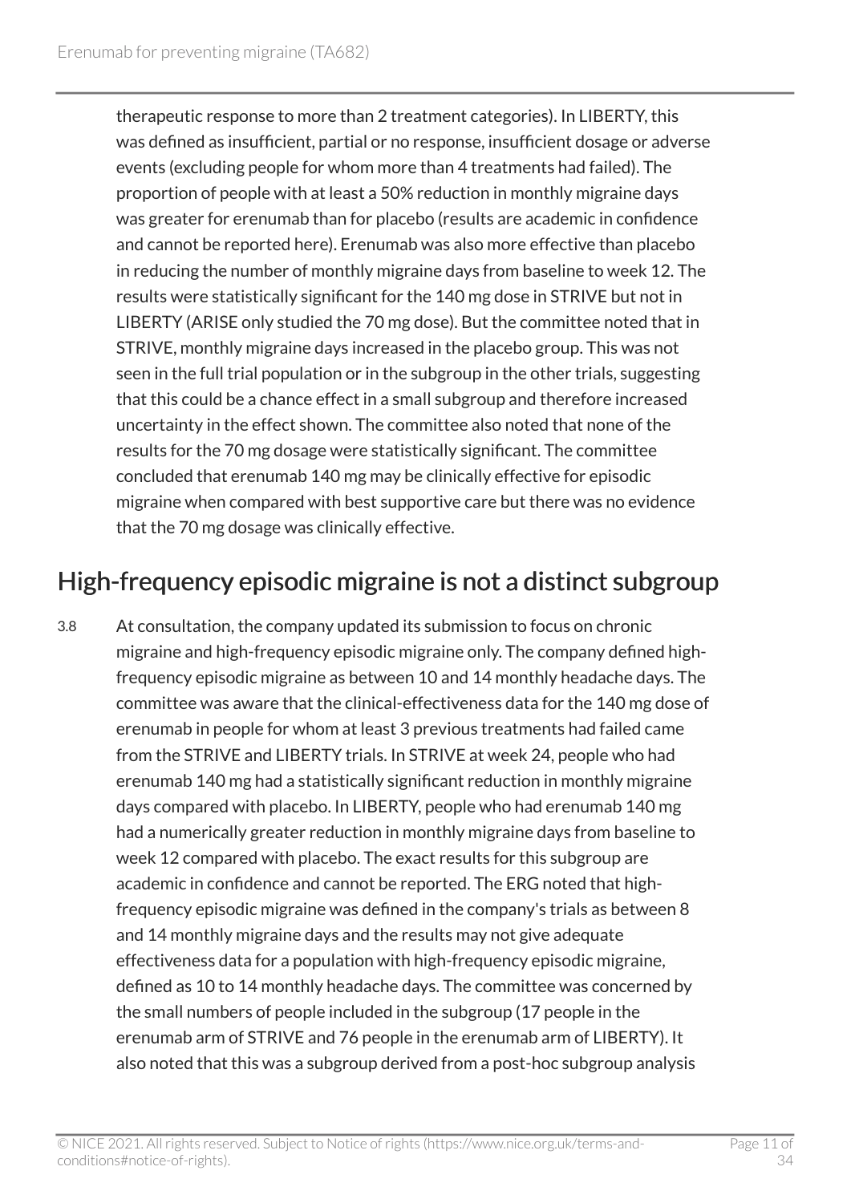therapeutic response to more than 2 treatment categories). In LIBERTY, this was defined as insufficient, partial or no response, insufficient dosage or adverse events (excluding people for whom more than 4 treatments had failed). The proportion of people with at least a 50% reduction in monthly migraine days was greater for erenumab than for placebo (results are academic in confidence and cannot be reported here). Erenumab was also more effective than placebo in reducing the number of monthly migraine days from baseline to week 12. The results were statistically significant for the 140 mg dose in STRIVE but not in LIBERTY (ARISE only studied the 70 mg dose). But the committee noted that in STRIVE, monthly migraine days increased in the placebo group. This was not seen in the full trial population or in the subgroup in the other trials, suggesting that this could be a chance effect in a small subgroup and therefore increased uncertainty in the effect shown. The committee also noted that none of the results for the 70 mg dosage were statistically significant. The committee concluded that erenumab 140 mg may be clinically effective for episodic migraine when compared with best supportive care but there was no evidence that the 70 mg dosage was clinically effective.

## High-frequency episodic migraine is not a distinct subgroup

3.8 At consultation, the company updated its submission to focus on chronic migraine and high-frequency episodic migraine only. The company defined high-frequency episodic migraine as between 10 and 14 monthly headache days. The committee was aware that the clinical-effectiveness data for the 140 mg dose of erenumab in people for whom at least 3 previous treatments had failed came from the STRIVE and LIBERTY trials. In STRIVE at week 24, people who had erenumab 140 mg had a statistically significant reduction in monthly migraine days compared with placebo. In LIBERTY, people who had erenumab 140 mg had a numerically greater reduction in monthly migraine days from baseline to week 12 compared with placebo. The exact results for this subgroup are academic in confidence and cannot be reported. The ERG noted that high-frequency episodic migraine was defined in the company's trials as between 8 and 14 monthly migraine days and the results may not give adequate effectiveness data for a population with high-frequency episodic migraine, defined as 10 to 14 monthly headache days. The committee was concerned by the small numbers of people included in the subgroup (17 people in the erenumab arm of STRIVE and 76 people in the erenumab arm of LIBERTY). It also noted that this was a subgroup derived from a post-hoc subgroup analysis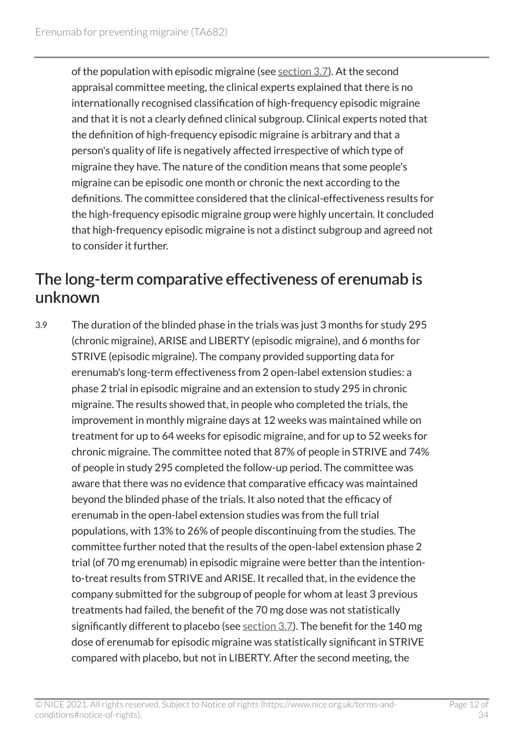of the population with episodic migraine (see section 3.7). At the second appraisal committee meeting, the clinical experts explained that there is no internationally recognised classification of high-frequency episodic migraine and that it is not a clearly defined clinical subgroup. Clinical experts noted that the definition of high-frequency episodic migraine is arbitrary and that a person's quality of life is negatively affected irrespective of which type of migraine they have. The nature of the condition means that some people's migraine can be episodic one month or chronic the next according to the definitions. The committee considered that the clinical-effectiveness results for the high-frequency episodic migraine group were highly uncertain. It concluded that high-frequency episodic migraine is not a distinct subgroup and agreed not to consider it further.

## The long-term comparative effectiveness of erenumab is unknown

3.9 The duration of the blinded phase in the trials was just 3 months for study 295 (chronic migraine), ARISE and LIBERTY (episodic migraine), and 6 months for STRIVE (episodic migraine). The company provided supporting data for erenumab's long-term effectiveness from 2 open-label extension studies: a phase 2 trial in episodic migraine and an extension to study 295 in chronic migraine. The results showed that, in people who completed the trials, the improvement in monthly migraine days at 12 weeks was maintained while on treatment for up to 64 weeks for episodic migraine, and for up to 52 weeks for chronic migraine. The committee noted that 87% of people in STRIVE and 74% of people in study 295 completed the follow-up period. The committee was aware that there was no evidence that comparative efficacy was maintained beyond the blinded phase of the trials. It also noted that the efficacy of erenumab in the open-label extension studies was from the full trial populations, with 13% to 26% of people discontinuing from the studies. The committee further noted that the results of the open-label extension phase 2 trial (of 70 mg erenumab) in episodic migraine were better than the intention-to-treat results from STRIVE and ARISE. It recalled that, in the evidence the company submitted for the subgroup of people for whom at least 3 previous treatments had failed, the benefit of the 70 mg dose was not statistically significantly different to placebo (see section 3.7). The benefit for the 140 mg dose of erenumab for episodic migraine was statistically significant in STRIVE compared with placebo, but not in LIBERTY. After the second meeting, the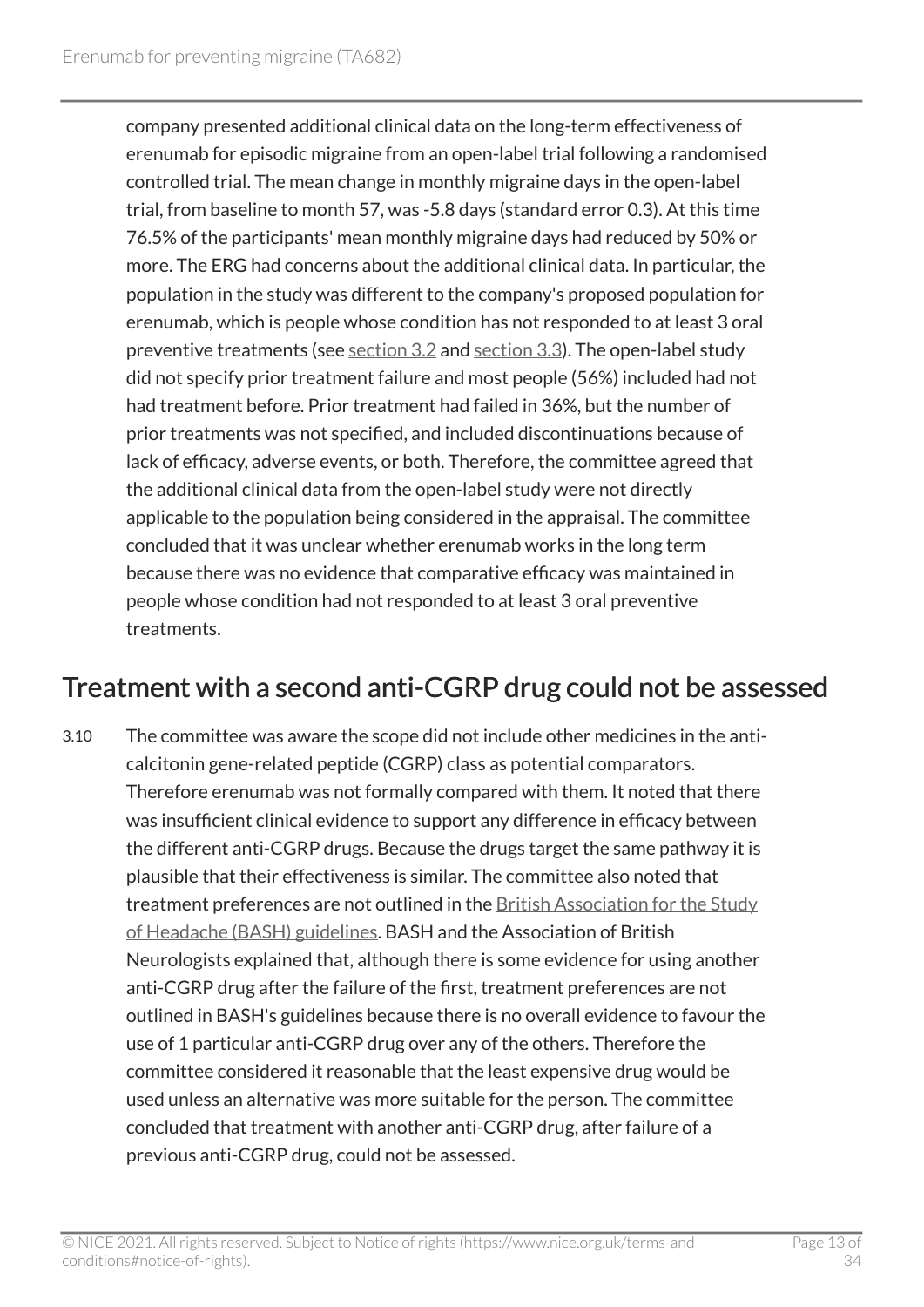company presented additional clinical data on the long-term effectiveness of erenumab for episodic migraine from an open-label trial following a randomised controlled trial. The mean change in monthly migraine days in the open-label trial, from baseline to month 57, was -5.8 days (standard error 0.3). At this time 76.5% of the participants' mean monthly migraine days had reduced by 50% or more. The ERG had concerns about the additional clinical data. In particular, the population in the study was different to the company's proposed population for erenumab, which is people whose condition has not responded to at least 3 oral preventive treatments (see section 3.2 and section 3.3). The open-label study did not specify prior treatment failure and most people (56%) included had not had treatment before. Prior treatment had failed in 36%, but the number of prior treatments was not specified, and included discontinuations because of lack of efficacy, adverse events, or both. Therefore, the committee agreed that the additional clinical data from the open-label study were not directly applicable to the population being considered in the appraisal. The committee concluded that it was unclear whether erenumab works in the long term because there was no evidence that comparative efficacy was maintained in people whose condition had not responded to at least 3 oral preventive treatments.

## Treatment with a second anti-CGRP drug could not be assessed

3.10 The committee was aware the scope did not include other medicines in the anti-calcitonin gene-related peptide (CGRP) class as potential comparators. Therefore erenumab was not formally compared with them. It noted that there was insufficient clinical evidence to support any difference in efficacy between the different anti-CGRP drugs. Because the drugs target the same pathway it is plausible that their effectiveness is similar. The committee also noted that treatment preferences are not outlined in the British Association for the Study of Headache (BASH) guidelines. BASH and the Association of British Neurologists explained that, although there is some evidence for using another anti-CGRP drug after the failure of the first, treatment preferences are not outlined in BASH's guidelines because there is no overall evidence to favour the use of 1 particular anti-CGRP drug over any of the others. Therefore the committee considered it reasonable that the least expensive drug would be used unless an alternative was more suitable for the person. The committee concluded that treatment with another anti-CGRP drug, after failure of a previous anti-CGRP drug, could not be assessed.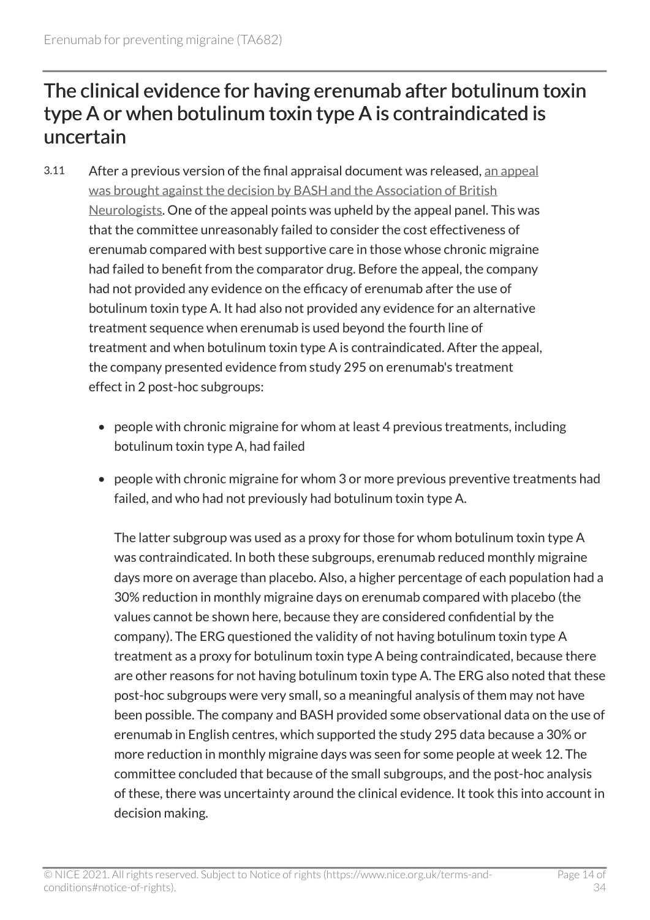## The clinical evidence for having erenumab after botulinum toxin type A or when botulinum toxin type A is contraindicated is uncertain

3.11 After a previous version of the final appraisal document was released, [an appeal was brought against the decision by BASH and the Association of British Neurologists](). One of the appeal points was upheld by the appeal panel. This was that the committee unreasonably failed to consider the cost effectiveness of erenumab compared with best supportive care in those whose chronic migraine had failed to benefit from the comparator drug. Before the appeal, the company had not provided any evidence on the efficacy of erenumab after the use of botulinum toxin type A. It had also not provided any evidence for an alternative treatment sequence when erenumab is used beyond the fourth line of treatment and when botulinum toxin type A is contraindicated. After the appeal, the company presented evidence from study 295 on erenumab's treatment effect in 2 post-hoc subgroups:

- people with chronic migraine for whom at least 4 previous treatments, including botulinum toxin type A, had failed
- people with chronic migraine for whom 3 or more previous preventive treatments had failed, and who had not previously had botulinum toxin type A.

  The latter subgroup was used as a proxy for those for whom botulinum toxin type A was contraindicated. In both these subgroups, erenumab reduced monthly migraine days more on average than placebo. Also, a higher percentage of each population had a 30% reduction in monthly migraine days on erenumab compared with placebo (the values cannot be shown here, because they are considered confidential by the company). The ERG questioned the validity of not having botulinum toxin type A treatment as a proxy for botulinum toxin type A being contraindicated, because there are other reasons for not having botulinum toxin type A. The ERG also noted that these post-hoc subgroups were very small, so a meaningful analysis of them may not have been possible. The company and BASH provided some observational data on the use of erenumab in English centres, which supported the study 295 data because a 30% or more reduction in monthly migraine days was seen for some people at week 12. The committee concluded that because of the small subgroups, and the post-hoc analysis of these, there was uncertainty around the clinical evidence. It took this into account in decision making.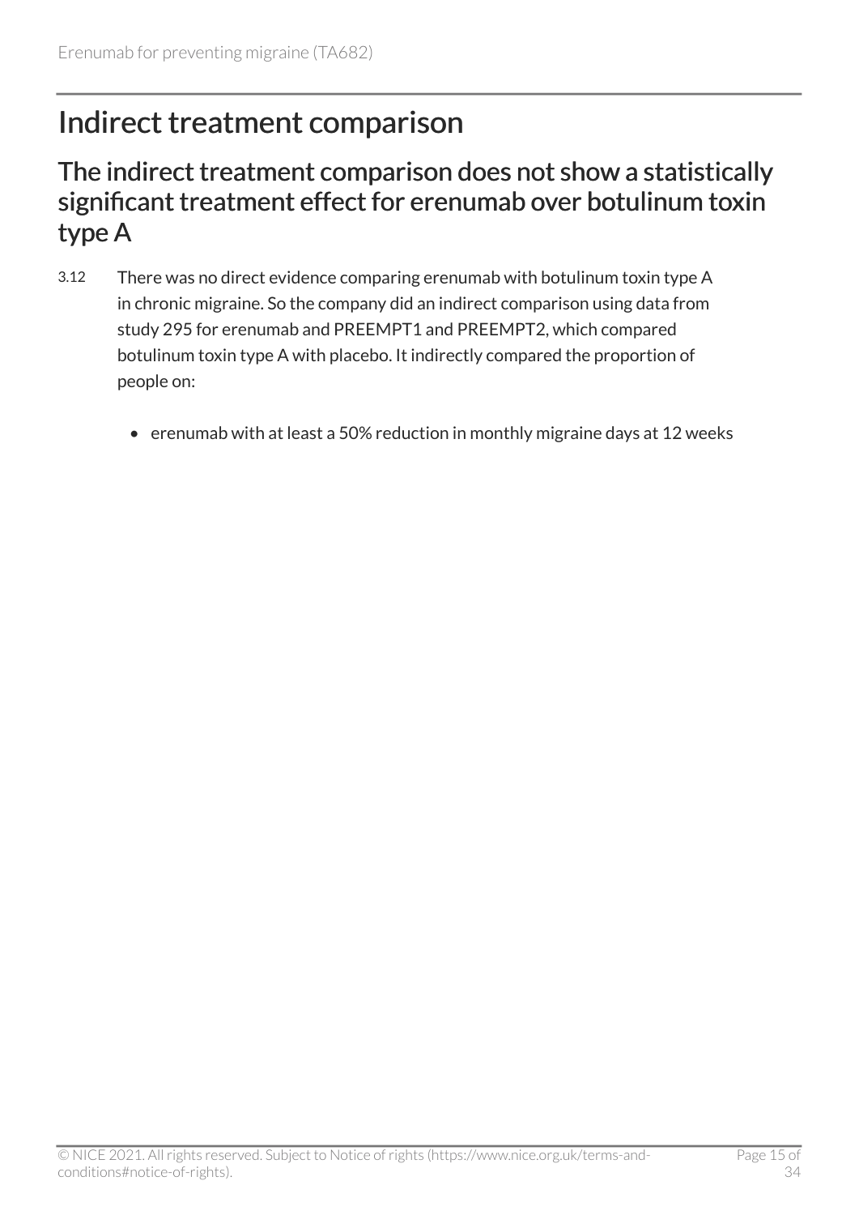# Indirect treatment comparison

## The indirect treatment comparison does not show a statistically significant treatment effect for erenumab over botulinum toxin type A

3.12 There was no direct evidence comparing erenumab with botulinum toxin type A in chronic migraine. So the company did an indirect comparison using data from study 295 for erenumab and PREEMPT1 and PREEMPT2, which compared botulinum toxin type A with placebo. It indirectly compared the proportion of people on:

- erenumab with at least a 50% reduction in monthly migraine days at 12 weeks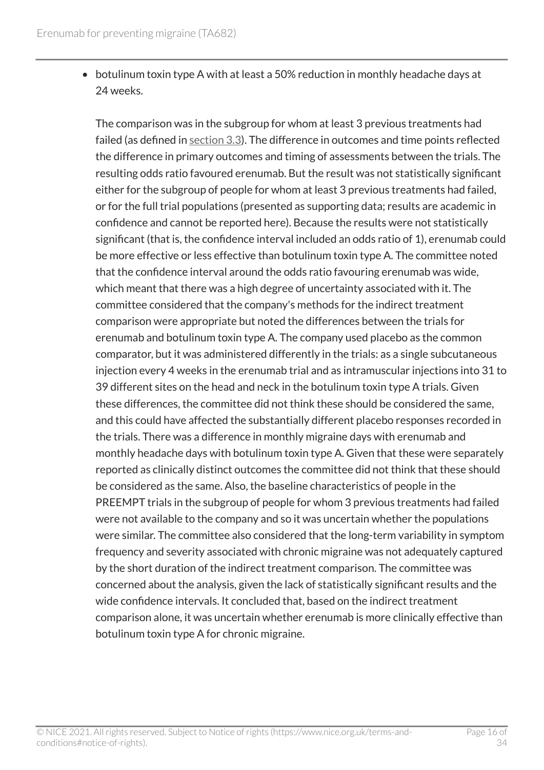- botulinum toxin type A with at least a 50% reduction in monthly headache days at 24 weeks.

  The comparison was in the subgroup for whom at least 3 previous treatments had failed (as defined in section 3.3). The difference in outcomes and time points reflected the difference in primary outcomes and timing of assessments between the trials. The resulting odds ratio favoured erenumab. But the result was not statistically significant either for the subgroup of people for whom at least 3 previous treatments had failed, or for the full trial populations (presented as supporting data; results are academic in confidence and cannot be reported here). Because the results were not statistically significant (that is, the confidence interval included an odds ratio of 1), erenumab could be more effective or less effective than botulinum toxin type A. The committee noted that the confidence interval around the odds ratio favouring erenumab was wide, which meant that there was a high degree of uncertainty associated with it. The committee considered that the company's methods for the indirect treatment comparison were appropriate but noted the differences between the trials for erenumab and botulinum toxin type A. The company used placebo as the common comparator, but it was administered differently in the trials: as a single subcutaneous injection every 4 weeks in the erenumab trial and as intramuscular injections into 31 to 39 different sites on the head and neck in the botulinum toxin type A trials. Given these differences, the committee did not think these should be considered the same, and this could have affected the substantially different placebo responses recorded in the trials. There was a difference in monthly migraine days with erenumab and monthly headache days with botulinum toxin type A. Given that these were separately reported as clinically distinct outcomes the committee did not think that these should be considered as the same. Also, the baseline characteristics of people in the PREEMPT trials in the subgroup of people for whom 3 previous treatments had failed were not available to the company and so it was uncertain whether the populations were similar. The committee also considered that the long-term variability in symptom frequency and severity associated with chronic migraine was not adequately captured by the short duration of the indirect treatment comparison. The committee was concerned about the analysis, given the lack of statistically significant results and the wide confidence intervals. It concluded that, based on the indirect treatment comparison alone, it was uncertain whether erenumab is more clinically effective than botulinum toxin type A for chronic migraine.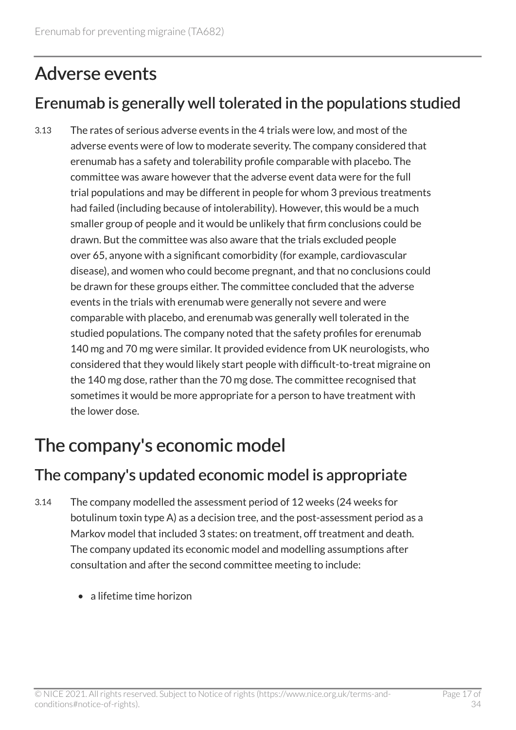# Adverse events

## Erenumab is generally well tolerated in the populations studied

3.13 The rates of serious adverse events in the 4 trials were low, and most of the adverse events were of low to moderate severity. The company considered that erenumab has a safety and tolerability profile comparable with placebo. The committee was aware however that the adverse event data were for the full trial populations and may be different in people for whom 3 previous treatments had failed (including because of intolerability). However, this would be a much smaller group of people and it would be unlikely that firm conclusions could be drawn. But the committee was also aware that the trials excluded people over 65, anyone with a significant comorbidity (for example, cardiovascular disease), and women who could become pregnant, and that no conclusions could be drawn for these groups either. The committee concluded that the adverse events in the trials with erenumab were generally not severe and were comparable with placebo, and erenumab was generally well tolerated in the studied populations. The company noted that the safety profiles for erenumab 140 mg and 70 mg were similar. It provided evidence from UK neurologists, who considered that they would likely start people with difficult-to-treat migraine on the 140 mg dose, rather than the 70 mg dose. The committee recognised that sometimes it would be more appropriate for a person to have treatment with the lower dose.

# The company's economic model

## The company's updated economic model is appropriate

3.14 The company modelled the assessment period of 12 weeks (24 weeks for botulinum toxin type A) as a decision tree, and the post-assessment period as a Markov model that included 3 states: on treatment, off treatment and death. The company updated its economic model and modelling assumptions after consultation and after the second committee meeting to include:

- a lifetime time horizon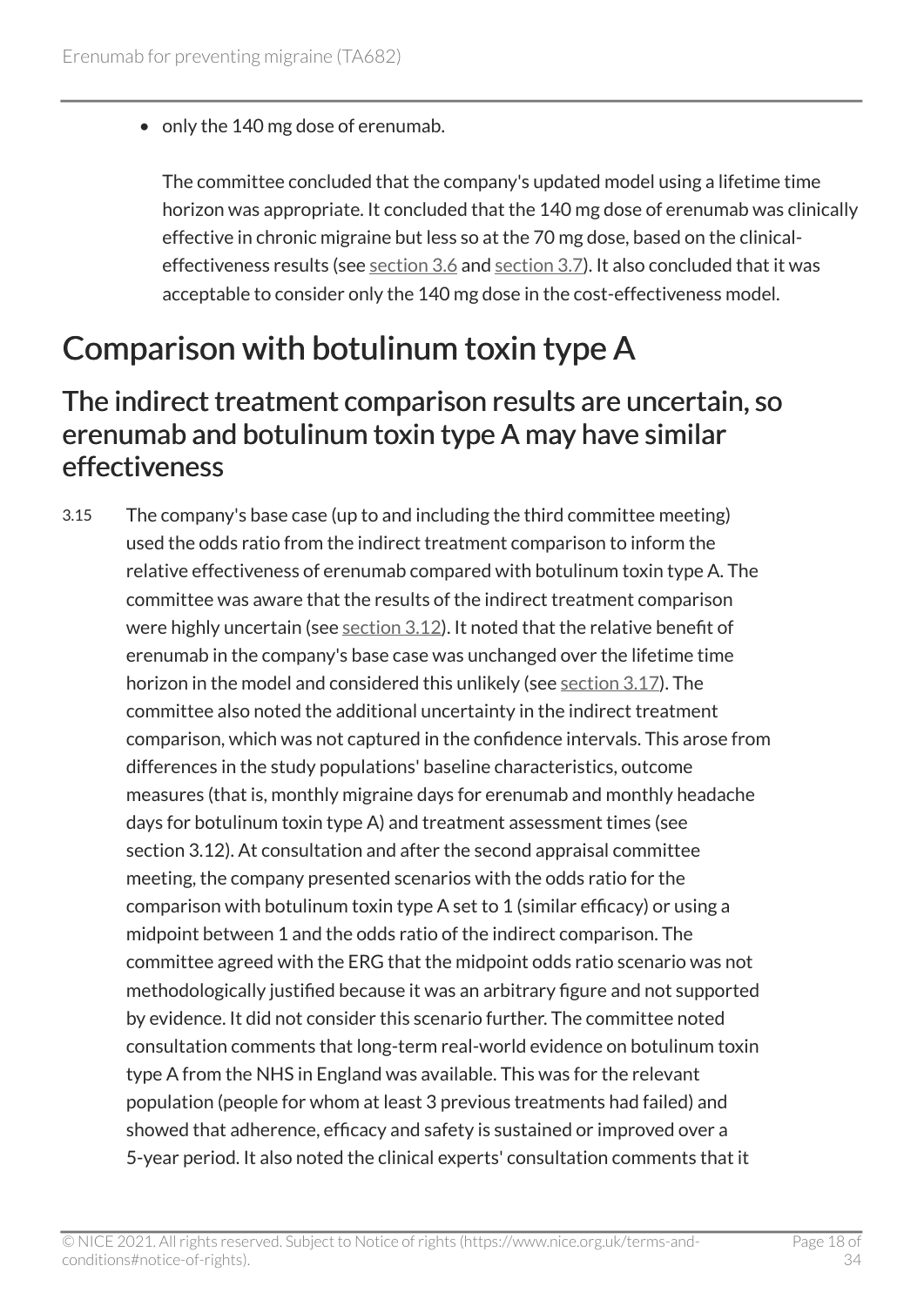- only the 140 mg dose of erenumab.

The committee concluded that the company's updated model using a lifetime time horizon was appropriate. It concluded that the 140 mg dose of erenumab was clinically effective in chronic migraine but less so at the 70 mg dose, based on the clinical-effectiveness results (see section 3.6 and section 3.7). It also concluded that it was acceptable to consider only the 140 mg dose in the cost-effectiveness model.

## Comparison with botulinum toxin type A

### The indirect treatment comparison results are uncertain, so erenumab and botulinum toxin type A may have similar effectiveness

3.15 The company's base case (up to and including the third committee meeting) used the odds ratio from the indirect treatment comparison to inform the relative effectiveness of erenumab compared with botulinum toxin type A. The committee was aware that the results of the indirect treatment comparison were highly uncertain (see section 3.12). It noted that the relative benefit of erenumab in the company's base case was unchanged over the lifetime time horizon in the model and considered this unlikely (see section 3.17). The committee also noted the additional uncertainty in the indirect treatment comparison, which was not captured in the confidence intervals. This arose from differences in the study populations' baseline characteristics, outcome measures (that is, monthly migraine days for erenumab and monthly headache days for botulinum toxin type A) and treatment assessment times (see section 3.12). At consultation and after the second appraisal committee meeting, the company presented scenarios with the odds ratio for the comparison with botulinum toxin type A set to 1 (similar efficacy) or using a midpoint between 1 and the odds ratio of the indirect comparison. The committee agreed with the ERG that the midpoint odds ratio scenario was not methodologically justified because it was an arbitrary figure and not supported by evidence. It did not consider this scenario further. The committee noted consultation comments that long-term real-world evidence on botulinum toxin type A from the NHS in England was available. This was for the relevant population (people for whom at least 3 previous treatments had failed) and showed that adherence, efficacy and safety is sustained or improved over a 5-year period. It also noted the clinical experts' consultation comments that it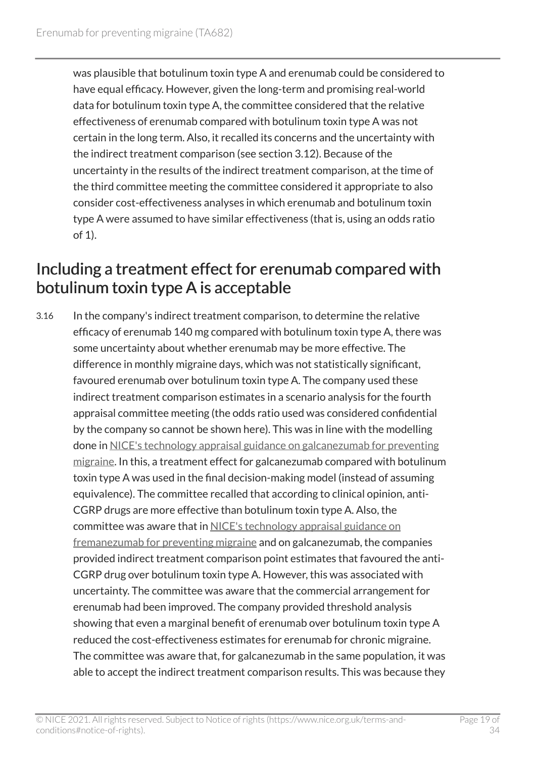was plausible that botulinum toxin type A and erenumab could be considered to have equal efficacy. However, given the long-term and promising real-world data for botulinum toxin type A, the committee considered that the relative effectiveness of erenumab compared with botulinum toxin type A was not certain in the long term. Also, it recalled its concerns and the uncertainty with the indirect treatment comparison (see section 3.12). Because of the uncertainty in the results of the indirect treatment comparison, at the time of the third committee meeting the committee considered it appropriate to also consider cost-effectiveness analyses in which erenumab and botulinum toxin type A were assumed to have similar effectiveness (that is, using an odds ratio of 1).

## Including a treatment effect for erenumab compared with botulinum toxin type A is acceptable

3.16 In the company's indirect treatment comparison, to determine the relative efficacy of erenumab 140 mg compared with botulinum toxin type A, there was some uncertainty about whether erenumab may be more effective. The difference in monthly migraine days, which was not statistically significant, favoured erenumab over botulinum toxin type A. The company used these indirect treatment comparison estimates in a scenario analysis for the fourth appraisal committee meeting (the odds ratio used was considered confidential by the company so cannot be shown here). This was in line with the modelling done in NICE's technology appraisal guidance on galcanezumab for preventing migraine. In this, a treatment effect for galcanezumab compared with botulinum toxin type A was used in the final decision-making model (instead of assuming equivalence). The committee recalled that according to clinical opinion, anti-CGRP drugs are more effective than botulinum toxin type A. Also, the committee was aware that in NICE's technology appraisal guidance on fremanezumab for preventing migraine and on galcanezumab, the companies provided indirect treatment comparison point estimates that favoured the anti-CGRP drug over botulinum toxin type A. However, this was associated with uncertainty. The committee was aware that the commercial arrangement for erenumab had been improved. The company provided threshold analysis showing that even a marginal benefit of erenumab over botulinum toxin type A reduced the cost-effectiveness estimates for erenumab for chronic migraine. The committee was aware that, for galcanezumab in the same population, it was able to accept the indirect treatment comparison results. This was because they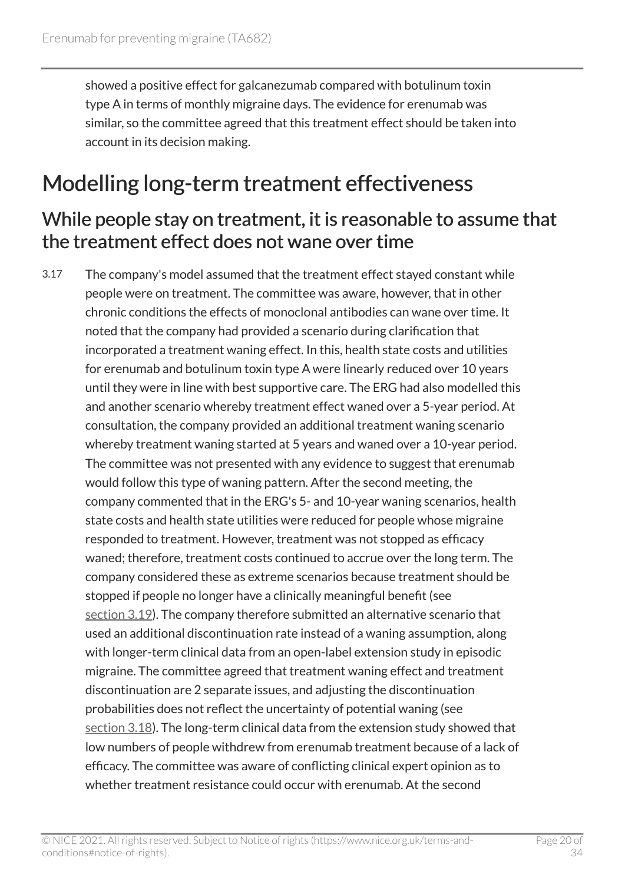showed a positive effect for galcanezumab compared with botulinum toxin type A in terms of monthly migraine days. The evidence for erenumab was similar, so the committee agreed that this treatment effect should be taken into account in its decision making.

## Modelling long-term treatment effectiveness

### While people stay on treatment, it is reasonable to assume that the treatment effect does not wane over time

3.17 The company's model assumed that the treatment effect stayed constant while people were on treatment. The committee was aware, however, that in other chronic conditions the effects of monoclonal antibodies can wane over time. It noted that the company had provided a scenario during clarification that incorporated a treatment waning effect. In this, health state costs and utilities for erenumab and botulinum toxin type A were linearly reduced over 10 years until they were in line with best supportive care. The ERG had also modelled this and another scenario whereby treatment effect waned over a 5-year period. At consultation, the company provided an additional treatment waning scenario whereby treatment waning started at 5 years and waned over a 10-year period. The committee was not presented with any evidence to suggest that erenumab would follow this type of waning pattern. After the second meeting, the company commented that in the ERG's 5- and 10-year waning scenarios, health state costs and health state utilities were reduced for people whose migraine responded to treatment. However, treatment was not stopped as efficacy waned; therefore, treatment costs continued to accrue over the long term. The company considered these as extreme scenarios because treatment should be stopped if people no longer have a clinically meaningful benefit (see section 3.19). The company therefore submitted an alternative scenario that used an additional discontinuation rate instead of a waning assumption, along with longer-term clinical data from an open-label extension study in episodic migraine. The committee agreed that treatment waning effect and treatment discontinuation are 2 separate issues, and adjusting the discontinuation probabilities does not reflect the uncertainty of potential waning (see section 3.18). The long-term clinical data from the extension study showed that low numbers of people withdrew from erenumab treatment because of a lack of efficacy. The committee was aware of conflicting clinical expert opinion as to whether treatment resistance could occur with erenumab. At the second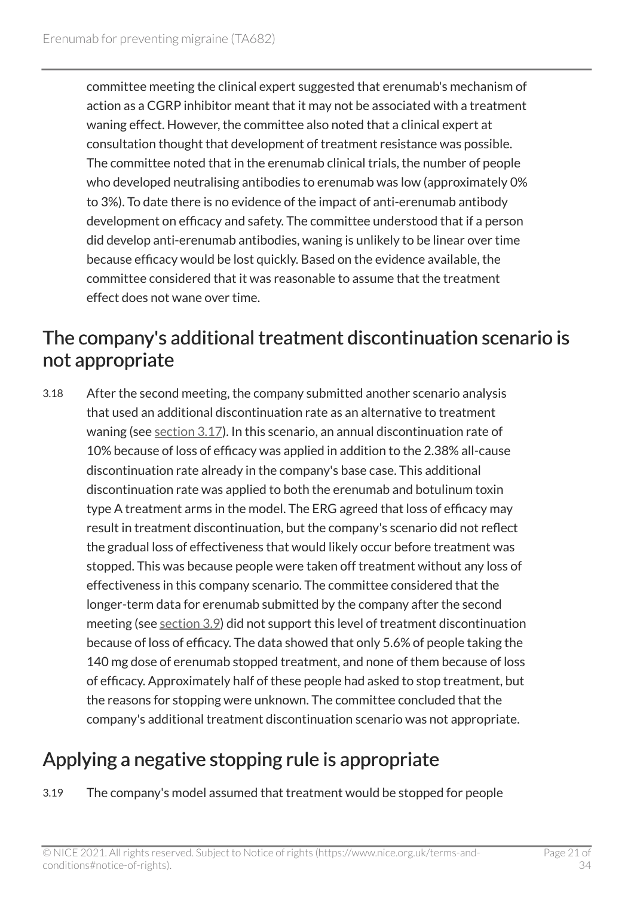committee meeting the clinical expert suggested that erenumab's mechanism of action as a CGRP inhibitor meant that it may not be associated with a treatment waning effect. However, the committee also noted that a clinical expert at consultation thought that development of treatment resistance was possible. The committee noted that in the erenumab clinical trials, the number of people who developed neutralising antibodies to erenumab was low (approximately 0% to 3%). To date there is no evidence of the impact of anti-erenumab antibody development on efficacy and safety. The committee understood that if a person did develop anti-erenumab antibodies, waning is unlikely to be linear over time because efficacy would be lost quickly. Based on the evidence available, the committee considered that it was reasonable to assume that the treatment effect does not wane over time.

## The company's additional treatment discontinuation scenario is not appropriate

3.18 After the second meeting, the company submitted another scenario analysis that used an additional discontinuation rate as an alternative to treatment waning (see section 3.17). In this scenario, an annual discontinuation rate of 10% because of loss of efficacy was applied in addition to the 2.38% all-cause discontinuation rate already in the company's base case. This additional discontinuation rate was applied to both the erenumab and botulinum toxin type A treatment arms in the model. The ERG agreed that loss of efficacy may result in treatment discontinuation, but the company's scenario did not reflect the gradual loss of effectiveness that would likely occur before treatment was stopped. This was because people were taken off treatment without any loss of effectiveness in this company scenario. The committee considered that the longer-term data for erenumab submitted by the company after the second meeting (see section 3.9) did not support this level of treatment discontinuation because of loss of efficacy. The data showed that only 5.6% of people taking the 140 mg dose of erenumab stopped treatment, and none of them because of loss of efficacy. Approximately half of these people had asked to stop treatment, but the reasons for stopping were unknown. The committee concluded that the company's additional treatment discontinuation scenario was not appropriate.

## Applying a negative stopping rule is appropriate

3.19 The company's model assumed that treatment would be stopped for people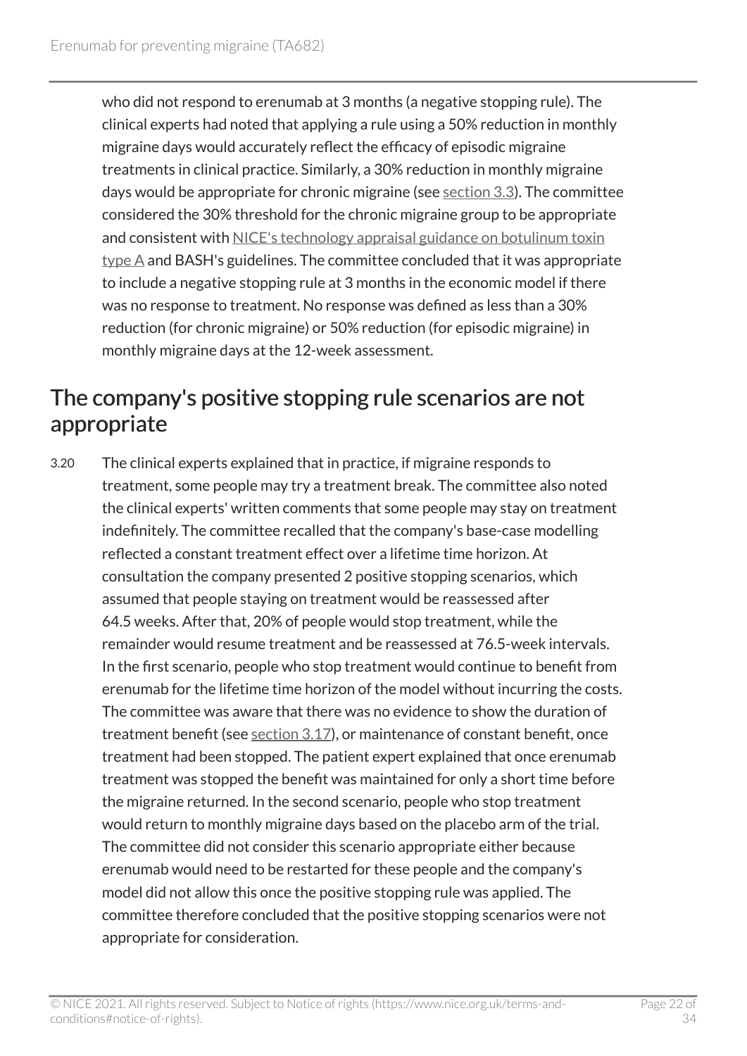who did not respond to erenumab at 3 months (a negative stopping rule). The clinical experts had noted that applying a rule using a 50% reduction in monthly migraine days would accurately reflect the efficacy of episodic migraine treatments in clinical practice. Similarly, a 30% reduction in monthly migraine days would be appropriate for chronic migraine (see section 3.3). The committee considered the 30% threshold for the chronic migraine group to be appropriate and consistent with NICE's technology appraisal guidance on botulinum toxin type A and BASH's guidelines. The committee concluded that it was appropriate to include a negative stopping rule at 3 months in the economic model if there was no response to treatment. No response was defined as less than a 30% reduction (for chronic migraine) or 50% reduction (for episodic migraine) in monthly migraine days at the 12-week assessment.

## The company's positive stopping rule scenarios are not appropriate

3.20 The clinical experts explained that in practice, if migraine responds to treatment, some people may try a treatment break. The committee also noted the clinical experts' written comments that some people may stay on treatment indefinitely. The committee recalled that the company's base-case modelling reflected a constant treatment effect over a lifetime time horizon. At consultation the company presented 2 positive stopping scenarios, which assumed that people staying on treatment would be reassessed after 64.5 weeks. After that, 20% of people would stop treatment, while the remainder would resume treatment and be reassessed at 76.5-week intervals. In the first scenario, people who stop treatment would continue to benefit from erenumab for the lifetime time horizon of the model without incurring the costs. The committee was aware that there was no evidence to show the duration of treatment benefit (see section 3.17), or maintenance of constant benefit, once treatment had been stopped. The patient expert explained that once erenumab treatment was stopped the benefit was maintained for only a short time before the migraine returned. In the second scenario, people who stop treatment would return to monthly migraine days based on the placebo arm of the trial. The committee did not consider this scenario appropriate either because erenumab would need to be restarted for these people and the company's model did not allow this once the positive stopping rule was applied. The committee therefore concluded that the positive stopping scenarios were not appropriate for consideration.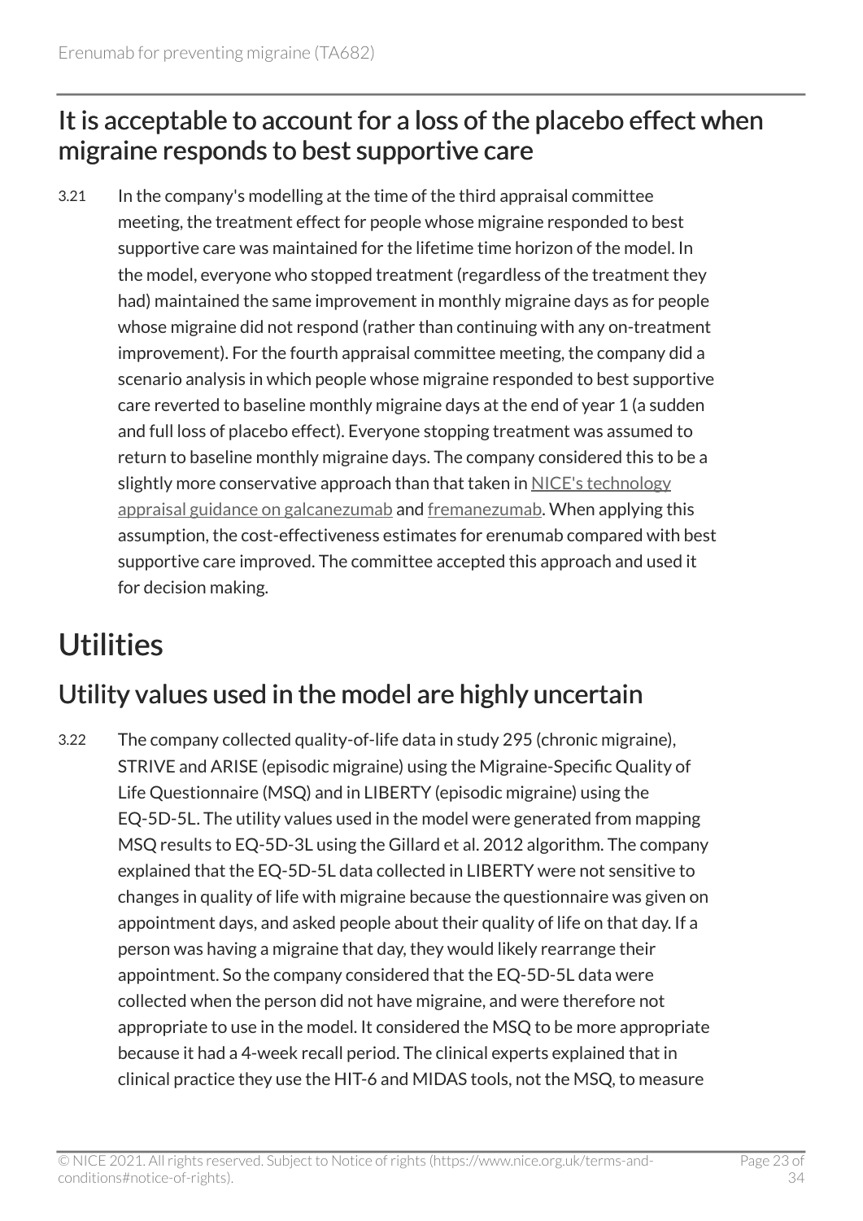## It is acceptable to account for a loss of the placebo effect when migraine responds to best supportive care

3.21 In the company's modelling at the time of the third appraisal committee meeting, the treatment effect for people whose migraine responded to best supportive care was maintained for the lifetime time horizon of the model. In the model, everyone who stopped treatment (regardless of the treatment they had) maintained the same improvement in monthly migraine days as for people whose migraine did not respond (rather than continuing with any on-treatment improvement). For the fourth appraisal committee meeting, the company did a scenario analysis in which people whose migraine responded to best supportive care reverted to baseline monthly migraine days at the end of year 1 (a sudden and full loss of placebo effect). Everyone stopping treatment was assumed to return to baseline monthly migraine days. The company considered this to be a slightly more conservative approach than that taken in NICE's technology appraisal guidance on galcanezumab and fremanezumab. When applying this assumption, the cost-effectiveness estimates for erenumab compared with best supportive care improved. The committee accepted this approach and used it for decision making.

# Utilities

## Utility values used in the model are highly uncertain

3.22 The company collected quality-of-life data in study 295 (chronic migraine), STRIVE and ARISE (episodic migraine) using the Migraine-Specific Quality of Life Questionnaire (MSQ) and in LIBERTY (episodic migraine) using the EQ-5D-5L. The utility values used in the model were generated from mapping MSQ results to EQ-5D-3L using the Gillard et al. 2012 algorithm. The company explained that the EQ-5D-5L data collected in LIBERTY were not sensitive to changes in quality of life with migraine because the questionnaire was given on appointment days, and asked people about their quality of life on that day. If a person was having a migraine that day, they would likely rearrange their appointment. So the company considered that the EQ-5D-5L data were collected when the person did not have migraine, and were therefore not appropriate to use in the model. It considered the MSQ to be more appropriate because it had a 4-week recall period. The clinical experts explained that in clinical practice they use the HIT-6 and MIDAS tools, not the MSQ, to measure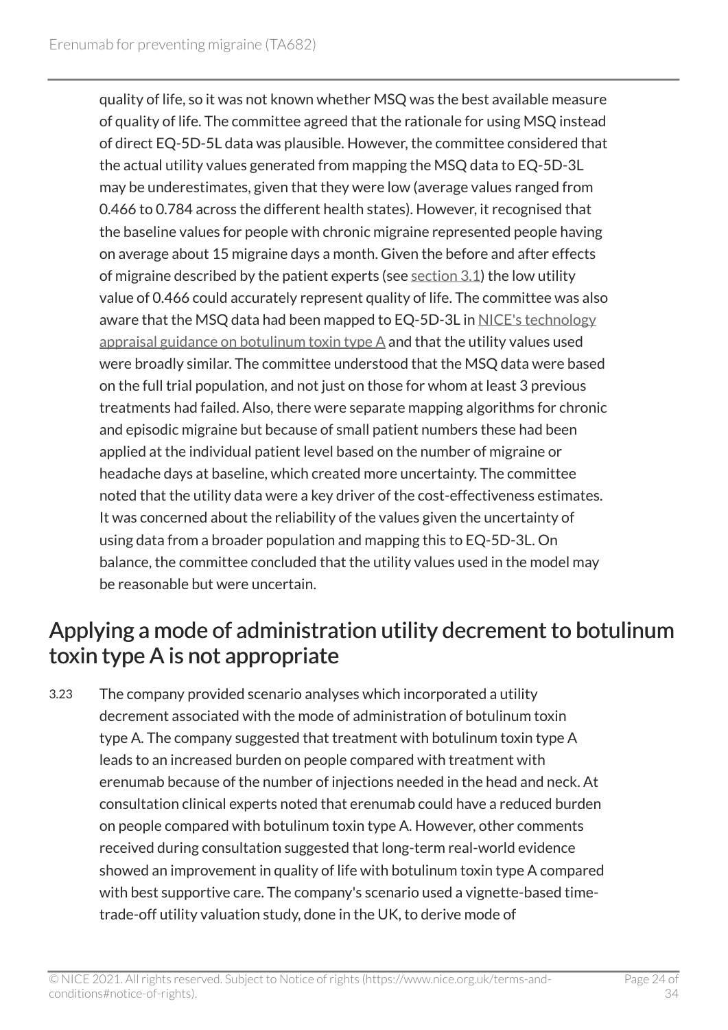quality of life, so it was not known whether MSQ was the best available measure of quality of life. The committee agreed that the rationale for using MSQ instead of direct EQ-5D-5L data was plausible. However, the committee considered that the actual utility values generated from mapping the MSQ data to EQ-5D-3L may be underestimates, given that they were low (average values ranged from 0.466 to 0.784 across the different health states). However, it recognised that the baseline values for people with chronic migraine represented people having on average about 15 migraine days a month. Given the before and after effects of migraine described by the patient experts (see section 3.1) the low utility value of 0.466 could accurately represent quality of life. The committee was also aware that the MSQ data had been mapped to EQ-5D-3L in NICE's technology appraisal guidance on botulinum toxin type A and that the utility values used were broadly similar. The committee understood that the MSQ data were based on the full trial population, and not just on those for whom at least 3 previous treatments had failed. Also, there were separate mapping algorithms for chronic and episodic migraine but because of small patient numbers these had been applied at the individual patient level based on the number of migraine or headache days at baseline, which created more uncertainty. The committee noted that the utility data were a key driver of the cost-effectiveness estimates. It was concerned about the reliability of the values given the uncertainty of using data from a broader population and mapping this to EQ-5D-3L. On balance, the committee concluded that the utility values used in the model may be reasonable but were uncertain.

## Applying a mode of administration utility decrement to botulinum toxin type A is not appropriate

3.23 The company provided scenario analyses which incorporated a utility decrement associated with the mode of administration of botulinum toxin type A. The company suggested that treatment with botulinum toxin type A leads to an increased burden on people compared with treatment with erenumab because of the number of injections needed in the head and neck. At consultation clinical experts noted that erenumab could have a reduced burden on people compared with botulinum toxin type A. However, other comments received during consultation suggested that long-term real-world evidence showed an improvement in quality of life with botulinum toxin type A compared with best supportive care. The company's scenario used a vignette-based time-trade-off utility valuation study, done in the UK, to derive mode of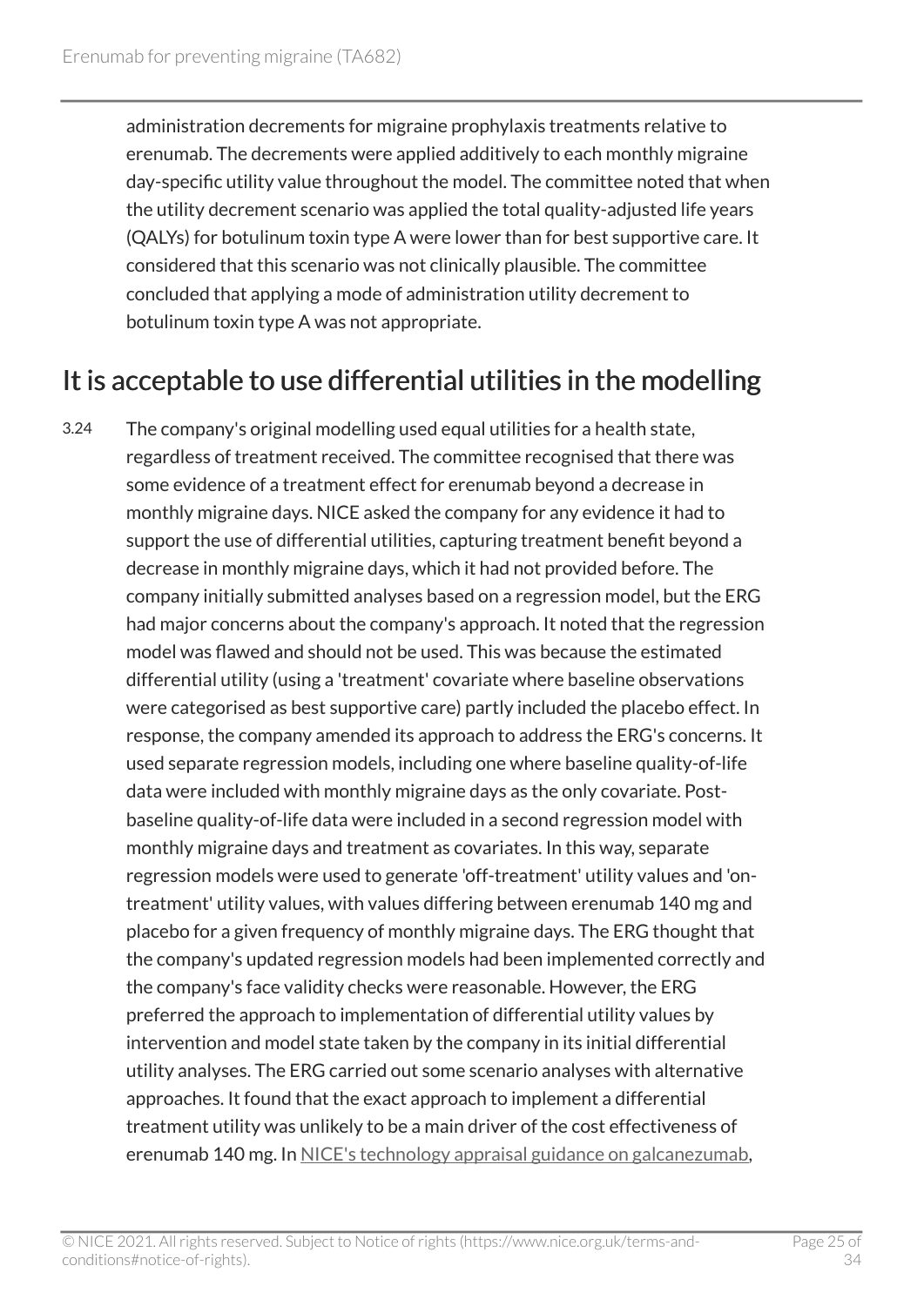administration decrements for migraine prophylaxis treatments relative to erenumab. The decrements were applied additively to each monthly migraine day-specific utility value throughout the model. The committee noted that when the utility decrement scenario was applied the total quality-adjusted life years (QALYs) for botulinum toxin type A were lower than for best supportive care. It considered that this scenario was not clinically plausible. The committee concluded that applying a mode of administration utility decrement to botulinum toxin type A was not appropriate.

## It is acceptable to use differential utilities in the modelling

3.24 The company's original modelling used equal utilities for a health state, regardless of treatment received. The committee recognised that there was some evidence of a treatment effect for erenumab beyond a decrease in monthly migraine days. NICE asked the company for any evidence it had to support the use of differential utilities, capturing treatment benefit beyond a decrease in monthly migraine days, which it had not provided before. The company initially submitted analyses based on a regression model, but the ERG had major concerns about the company's approach. It noted that the regression model was flawed and should not be used. This was because the estimated differential utility (using a 'treatment' covariate where baseline observations were categorised as best supportive care) partly included the placebo effect. In response, the company amended its approach to address the ERG's concerns. It used separate regression models, including one where baseline quality-of-life data were included with monthly migraine days as the only covariate. Post-baseline quality-of-life data were included in a second regression model with monthly migraine days and treatment as covariates. In this way, separate regression models were used to generate 'off-treatment' utility values and 'on-treatment' utility values, with values differing between erenumab 140 mg and placebo for a given frequency of monthly migraine days. The ERG thought that the company's updated regression models had been implemented correctly and the company's face validity checks were reasonable. However, the ERG preferred the approach to implementation of differential utility values by intervention and model state taken by the company in its initial differential utility analyses. The ERG carried out some scenario analyses with alternative approaches. It found that the exact approach to implement a differential treatment utility was unlikely to be a main driver of the cost effectiveness of erenumab 140 mg. In NICE's technology appraisal guidance on galcanezumab,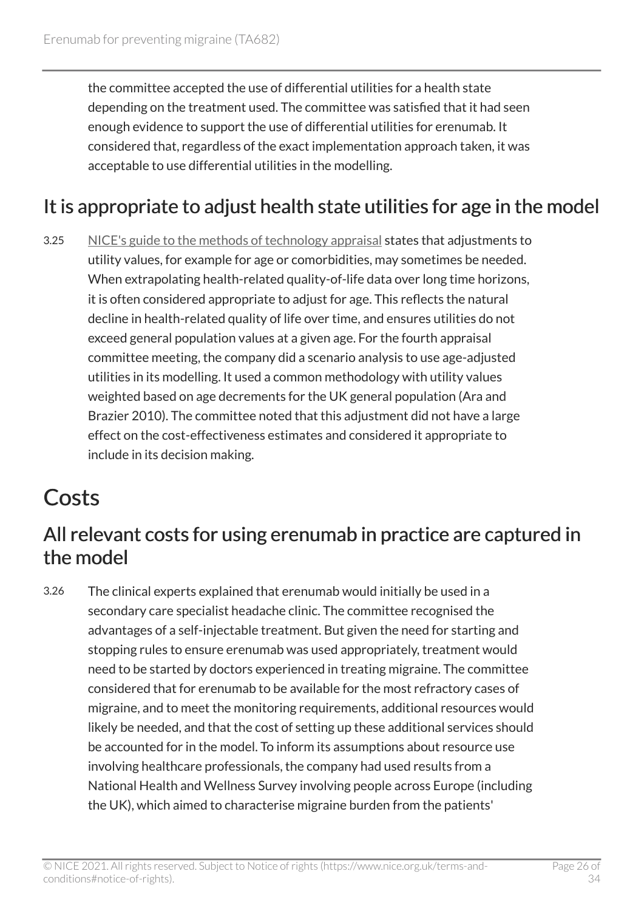the committee accepted the use of differential utilities for a health state depending on the treatment used. The committee was satisfied that it had seen enough evidence to support the use of differential utilities for erenumab. It considered that, regardless of the exact implementation approach taken, it was acceptable to use differential utilities in the modelling.

### It is appropriate to adjust health state utilities for age in the model

3.25 NICE's guide to the methods of technology appraisal states that adjustments to utility values, for example for age or comorbidities, may sometimes be needed. When extrapolating health-related quality-of-life data over long time horizons, it is often considered appropriate to adjust for age. This reflects the natural decline in health-related quality of life over time, and ensures utilities do not exceed general population values at a given age. For the fourth appraisal committee meeting, the company did a scenario analysis to use age-adjusted utilities in its modelling. It used a common methodology with utility values weighted based on age decrements for the UK general population (Ara and Brazier 2010). The committee noted that this adjustment did not have a large effect on the cost-effectiveness estimates and considered it appropriate to include in its decision making.

## Costs

### All relevant costs for using erenumab in practice are captured in the model

3.26 The clinical experts explained that erenumab would initially be used in a secondary care specialist headache clinic. The committee recognised the advantages of a self-injectable treatment. But given the need for starting and stopping rules to ensure erenumab was used appropriately, treatment would need to be started by doctors experienced in treating migraine. The committee considered that for erenumab to be available for the most refractory cases of migraine, and to meet the monitoring requirements, additional resources would likely be needed, and that the cost of setting up these additional services should be accounted for in the model. To inform its assumptions about resource use involving healthcare professionals, the company had used results from a National Health and Wellness Survey involving people across Europe (including the UK), which aimed to characterise migraine burden from the patients'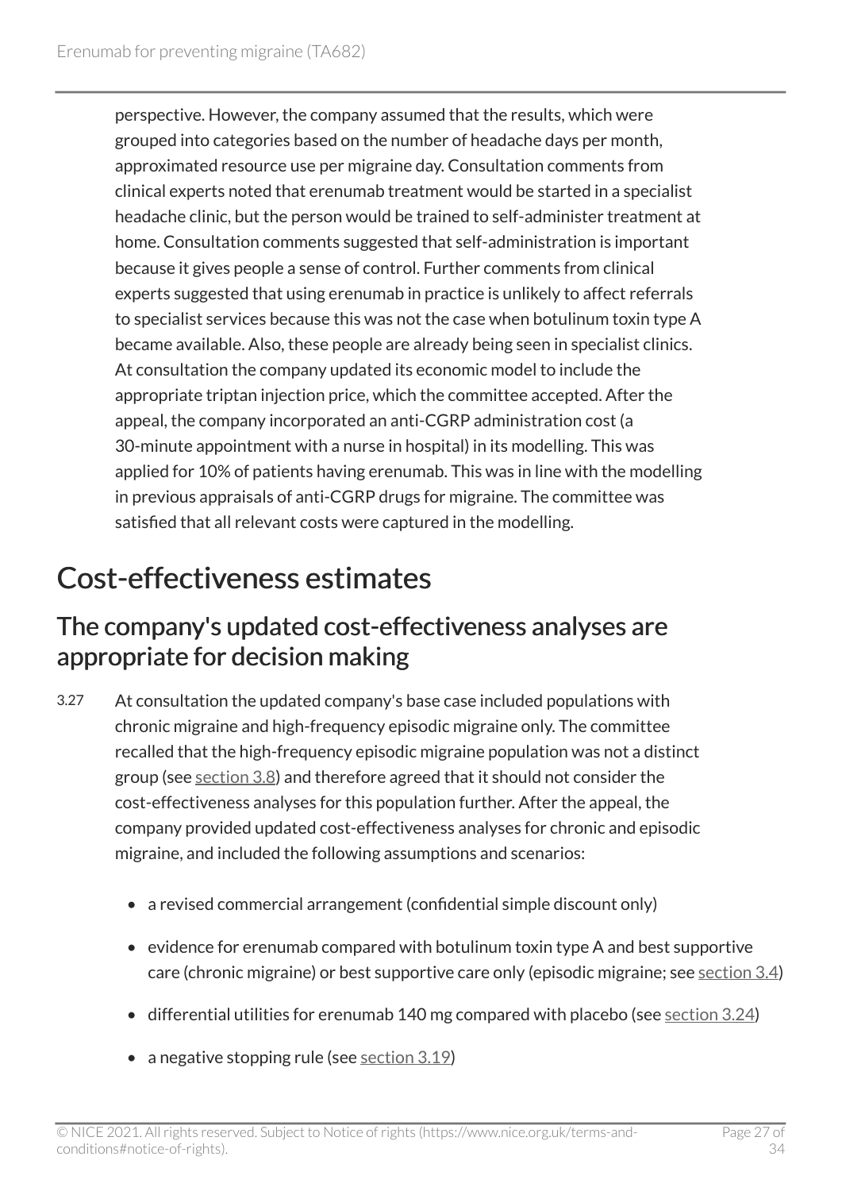perspective. However, the company assumed that the results, which were grouped into categories based on the number of headache days per month, approximated resource use per migraine day. Consultation comments from clinical experts noted that erenumab treatment would be started in a specialist headache clinic, but the person would be trained to self-administer treatment at home. Consultation comments suggested that self-administration is important because it gives people a sense of control. Further comments from clinical experts suggested that using erenumab in practice is unlikely to affect referrals to specialist services because this was not the case when botulinum toxin type A became available. Also, these people are already being seen in specialist clinics. At consultation the company updated its economic model to include the appropriate triptan injection price, which the committee accepted. After the appeal, the company incorporated an anti-CGRP administration cost (a 30-minute appointment with a nurse in hospital) in its modelling. This was applied for 10% of patients having erenumab. This was in line with the modelling in previous appraisals of anti-CGRP drugs for migraine. The committee was satisfied that all relevant costs were captured in the modelling.

# Cost-effectiveness estimates

## The company's updated cost-effectiveness analyses are appropriate for decision making

3.27 At consultation the updated company's base case included populations with chronic migraine and high-frequency episodic migraine only. The committee recalled that the high-frequency episodic migraine population was not a distinct group (see section 3.8) and therefore agreed that it should not consider the cost-effectiveness analyses for this population further. After the appeal, the company provided updated cost-effectiveness analyses for chronic and episodic migraine, and included the following assumptions and scenarios:

- a revised commercial arrangement (confidential simple discount only)
- evidence for erenumab compared with botulinum toxin type A and best supportive care (chronic migraine) or best supportive care only (episodic migraine; see section 3.4)
- differential utilities for erenumab 140 mg compared with placebo (see section 3.24)
- a negative stopping rule (see section 3.19)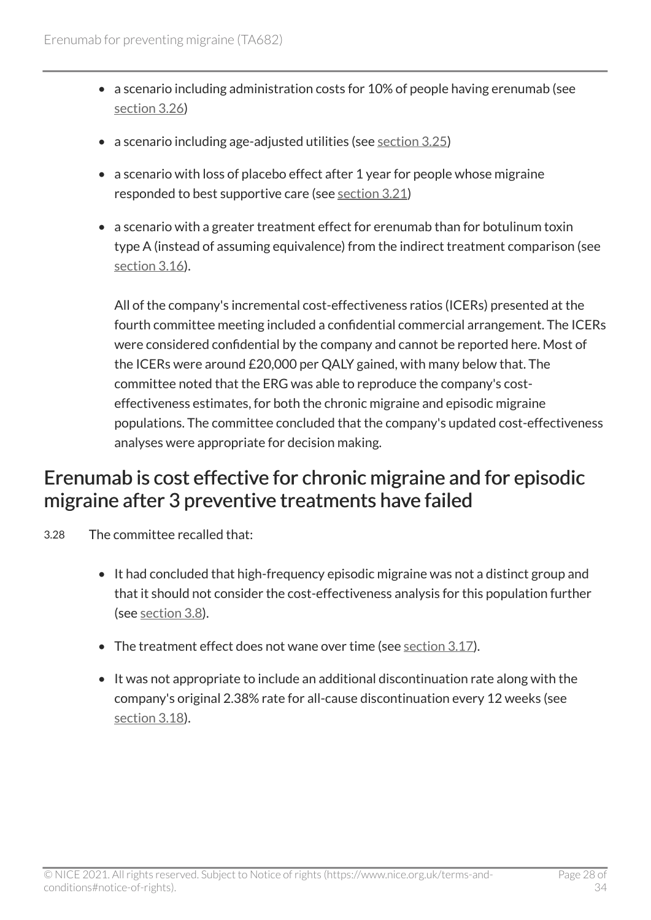- a scenario including administration costs for 10% of people having erenumab (see section 3.26)
- a scenario including age-adjusted utilities (see section 3.25)
- a scenario with loss of placebo effect after 1 year for people whose migraine responded to best supportive care (see section 3.21)
- a scenario with a greater treatment effect for erenumab than for botulinum toxin type A (instead of assuming equivalence) from the indirect treatment comparison (see section 3.16).

  All of the company's incremental cost-effectiveness ratios (ICERs) presented at the fourth committee meeting included a confidential commercial arrangement. The ICERs were considered confidential by the company and cannot be reported here. Most of the ICERs were around £20,000 per QALY gained, with many below that. The committee noted that the ERG was able to reproduce the company's cost-effectiveness estimates, for both the chronic migraine and episodic migraine populations. The committee concluded that the company's updated cost-effectiveness analyses were appropriate for decision making.

## Erenumab is cost effective for chronic migraine and for episodic migraine after 3 preventive treatments have failed

3.28 The committee recalled that:

- It had concluded that high-frequency episodic migraine was not a distinct group and that it should not consider the cost-effectiveness analysis for this population further (see section 3.8).
- The treatment effect does not wane over time (see section 3.17).
- It was not appropriate to include an additional discontinuation rate along with the company's original 2.38% rate for all-cause discontinuation every 12 weeks (see section 3.18).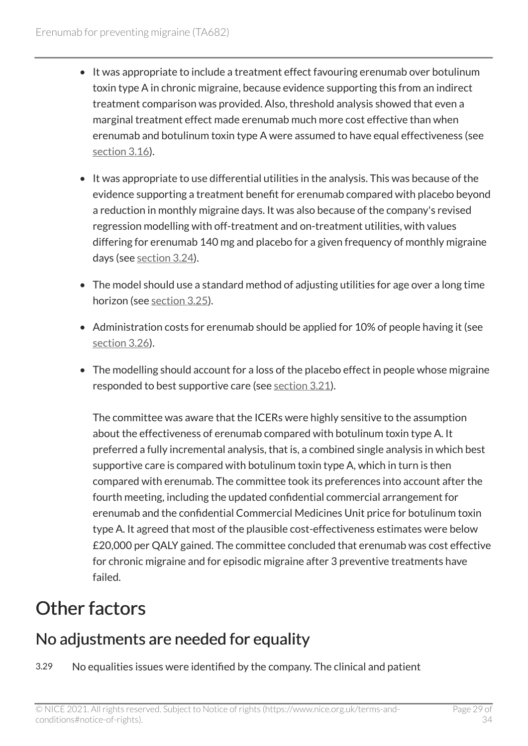- It was appropriate to include a treatment effect favouring erenumab over botulinum toxin type A in chronic migraine, because evidence supporting this from an indirect treatment comparison was provided. Also, threshold analysis showed that even a marginal treatment effect made erenumab much more cost effective than when erenumab and botulinum toxin type A were assumed to have equal effectiveness (see section 3.16).
- It was appropriate to use differential utilities in the analysis. This was because of the evidence supporting a treatment benefit for erenumab compared with placebo beyond a reduction in monthly migraine days. It was also because of the company's revised regression modelling with off-treatment and on-treatment utilities, with values differing for erenumab 140 mg and placebo for a given frequency of monthly migraine days (see section 3.24).
- The model should use a standard method of adjusting utilities for age over a long time horizon (see section 3.25).
- Administration costs for erenumab should be applied for 10% of people having it (see section 3.26).
- The modelling should account for a loss of the placebo effect in people whose migraine responded to best supportive care (see section 3.21).

  The committee was aware that the ICERs were highly sensitive to the assumption about the effectiveness of erenumab compared with botulinum toxin type A. It preferred a fully incremental analysis, that is, a combined single analysis in which best supportive care is compared with botulinum toxin type A, which in turn is then compared with erenumab. The committee took its preferences into account after the fourth meeting, including the updated confidential commercial arrangement for erenumab and the confidential Commercial Medicines Unit price for botulinum toxin type A. It agreed that most of the plausible cost-effectiveness estimates were below £20,000 per QALY gained. The committee concluded that erenumab was cost effective for chronic migraine and for episodic migraine after 3 preventive treatments have failed.

# Other factors

## No adjustments are needed for equality

3.29 No equalities issues were identified by the company. The clinical and patient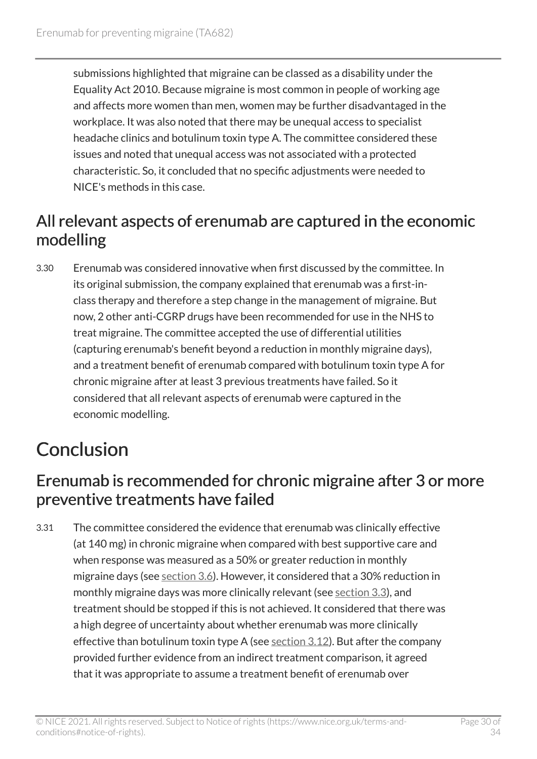submissions highlighted that migraine can be classed as a disability under the Equality Act 2010. Because migraine is most common in people of working age and affects more women than men, women may be further disadvantaged in the workplace. It was also noted that there may be unequal access to specialist headache clinics and botulinum toxin type A. The committee considered these issues and noted that unequal access was not associated with a protected characteristic. So, it concluded that no specific adjustments were needed to NICE's methods in this case.

## All relevant aspects of erenumab are captured in the economic modelling

3.30 Erenumab was considered innovative when first discussed by the committee. In its original submission, the company explained that erenumab was a first-in-class therapy and therefore a step change in the management of migraine. But now, 2 other anti-CGRP drugs have been recommended for use in the NHS to treat migraine. The committee accepted the use of differential utilities (capturing erenumab's benefit beyond a reduction in monthly migraine days), and a treatment benefit of erenumab compared with botulinum toxin type A for chronic migraine after at least 3 previous treatments have failed. So it considered that all relevant aspects of erenumab were captured in the economic modelling.

# Conclusion

## Erenumab is recommended for chronic migraine after 3 or more preventive treatments have failed

3.31 The committee considered the evidence that erenumab was clinically effective (at 140 mg) in chronic migraine when compared with best supportive care and when response was measured as a 50% or greater reduction in monthly migraine days (see section 3.6). However, it considered that a 30% reduction in monthly migraine days was more clinically relevant (see section 3.3), and treatment should be stopped if this is not achieved. It considered that there was a high degree of uncertainty about whether erenumab was more clinically effective than botulinum toxin type A (see section 3.12). But after the company provided further evidence from an indirect treatment comparison, it agreed that it was appropriate to assume a treatment benefit of erenumab over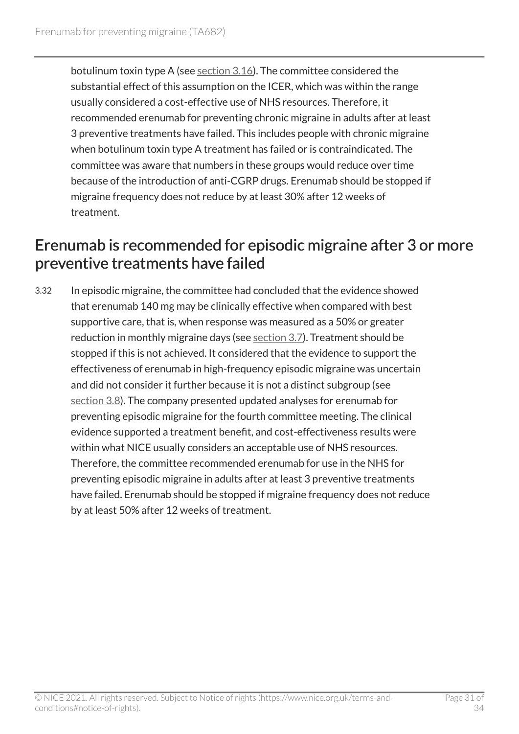botulinum toxin type A (see section 3.16). The committee considered the substantial effect of this assumption on the ICER, which was within the range usually considered a cost-effective use of NHS resources. Therefore, it recommended erenumab for preventing chronic migraine in adults after at least 3 preventive treatments have failed. This includes people with chronic migraine when botulinum toxin type A treatment has failed or is contraindicated. The committee was aware that numbers in these groups would reduce over time because of the introduction of anti-CGRP drugs. Erenumab should be stopped if migraine frequency does not reduce by at least 30% after 12 weeks of treatment.

## Erenumab is recommended for episodic migraine after 3 or more preventive treatments have failed

3.32 In episodic migraine, the committee had concluded that the evidence showed that erenumab 140 mg may be clinically effective when compared with best supportive care, that is, when response was measured as a 50% or greater reduction in monthly migraine days (see section 3.7). Treatment should be stopped if this is not achieved. It considered that the evidence to support the effectiveness of erenumab in high-frequency episodic migraine was uncertain and did not consider it further because it is not a distinct subgroup (see section 3.8). The company presented updated analyses for erenumab for preventing episodic migraine for the fourth committee meeting. The clinical evidence supported a treatment benefit, and cost-effectiveness results were within what NICE usually considers an acceptable use of NHS resources. Therefore, the committee recommended erenumab for use in the NHS for preventing episodic migraine in adults after at least 3 preventive treatments have failed. Erenumab should be stopped if migraine frequency does not reduce by at least 50% after 12 weeks of treatment.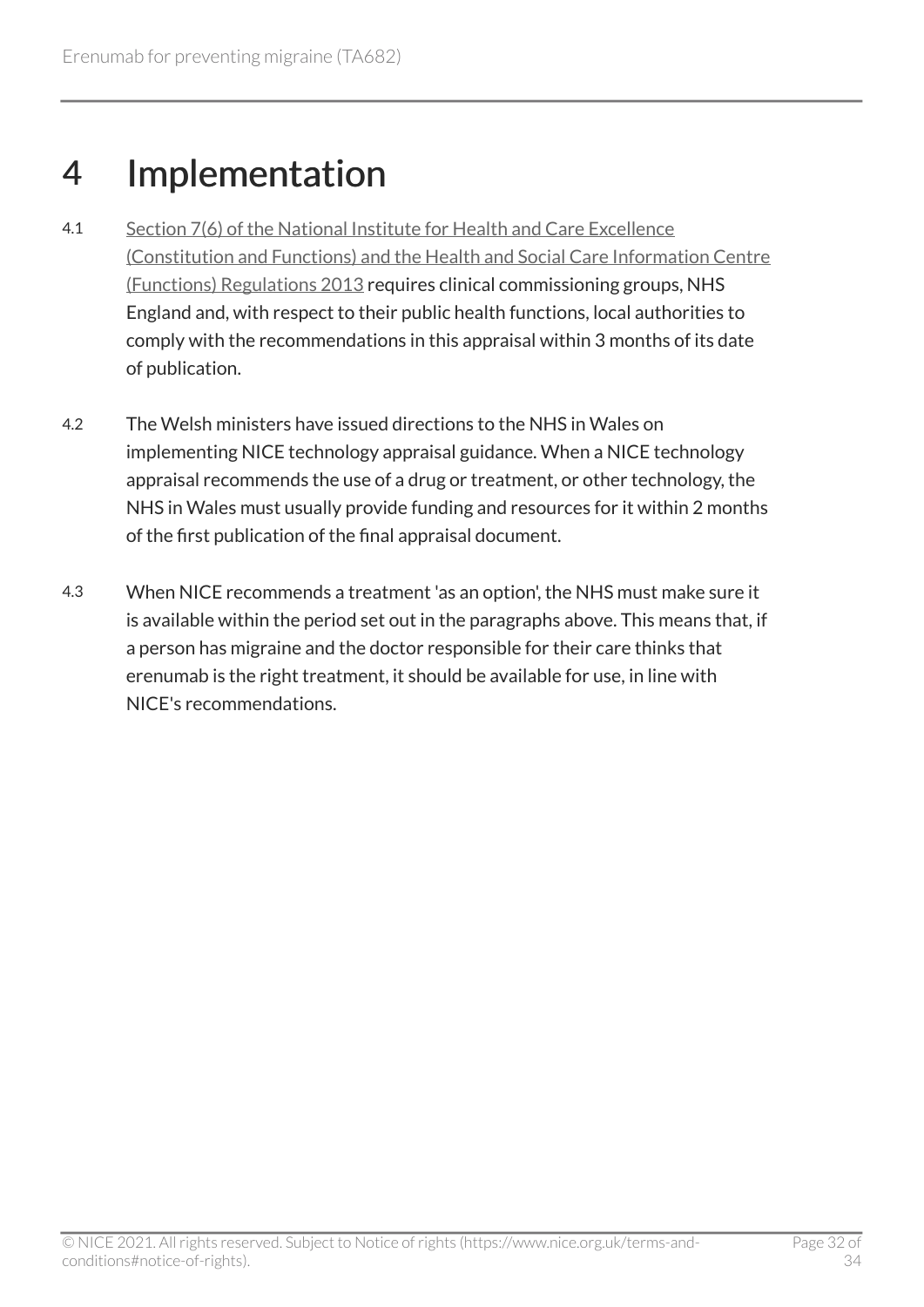# 4 Implementation

4.1 Section 7(6) of the National Institute for Health and Care Excellence (Constitution and Functions) and the Health and Social Care Information Centre (Functions) Regulations 2013 requires clinical commissioning groups, NHS England and, with respect to their public health functions, local authorities to comply with the recommendations in this appraisal within 3 months of its date of publication.

4.2 The Welsh ministers have issued directions to the NHS in Wales on implementing NICE technology appraisal guidance. When a NICE technology appraisal recommends the use of a drug or treatment, or other technology, the NHS in Wales must usually provide funding and resources for it within 2 months of the first publication of the final appraisal document.

4.3 When NICE recommends a treatment 'as an option', the NHS must make sure it is available within the period set out in the paragraphs above. This means that, if a person has migraine and the doctor responsible for their care thinks that erenumab is the right treatment, it should be available for use, in line with NICE's recommendations.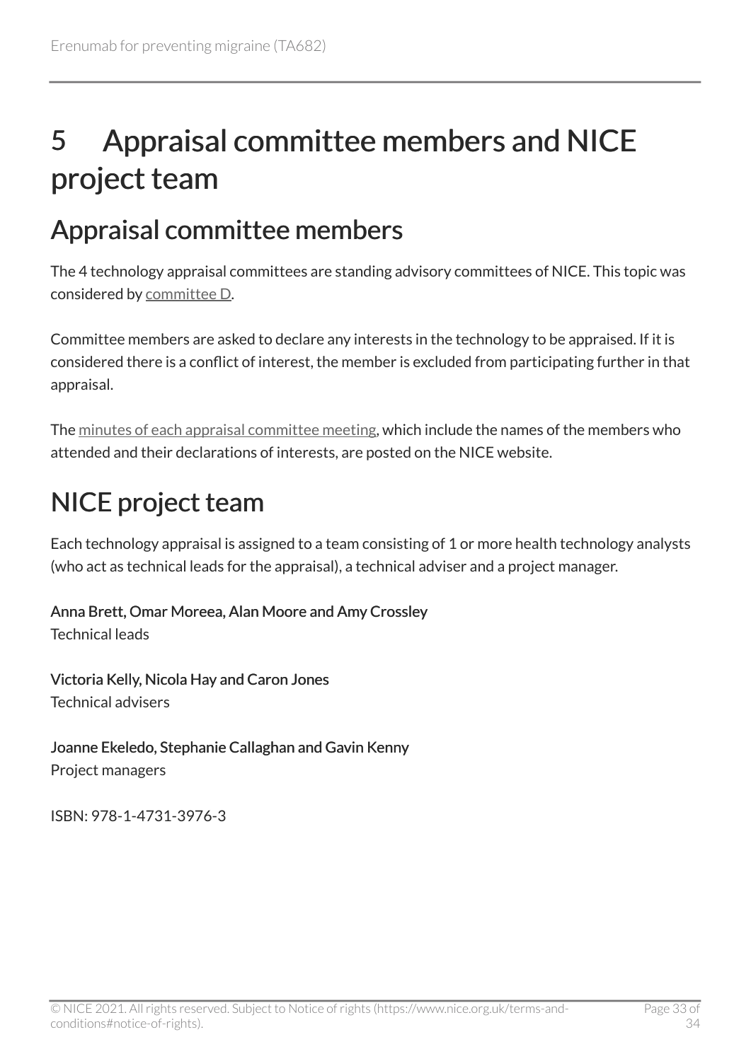# 5 Appraisal committee members and NICE project team

## Appraisal committee members

The 4 technology appraisal committees are standing advisory committees of NICE. This topic was considered by committee D.

Committee members are asked to declare any interests in the technology to be appraised. If it is considered there is a conflict of interest, the member is excluded from participating further in that appraisal.

The minutes of each appraisal committee meeting, which include the names of the members who attended and their declarations of interests, are posted on the NICE website.

## NICE project team

Each technology appraisal is assigned to a team consisting of 1 or more health technology analysts (who act as technical leads for the appraisal), a technical adviser and a project manager.

**Anna Brett, Omar Moreea, Alan Moore and Amy Crossley**
Technical leads

**Victoria Kelly, Nicola Hay and Caron Jones**
Technical advisers

**Joanne Ekeledo, Stephanie Callaghan and Gavin Kenny**
Project managers

ISBN: 978-1-4731-3976-3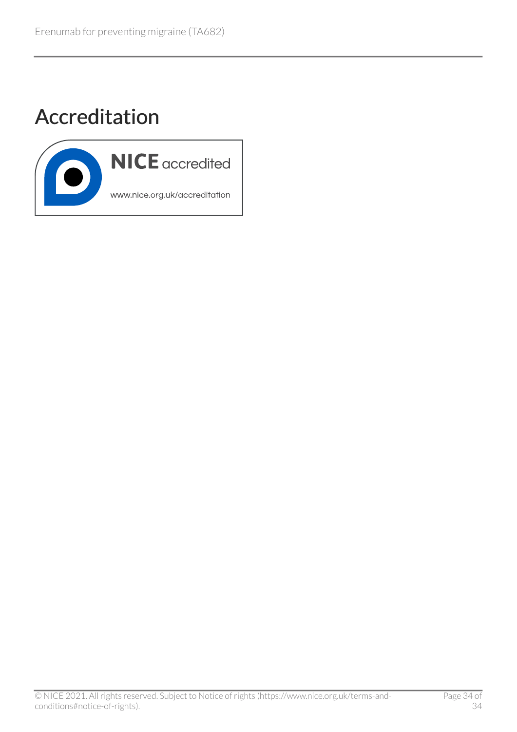# Accreditation

NICE accredited

www.nice.org.uk/accreditation